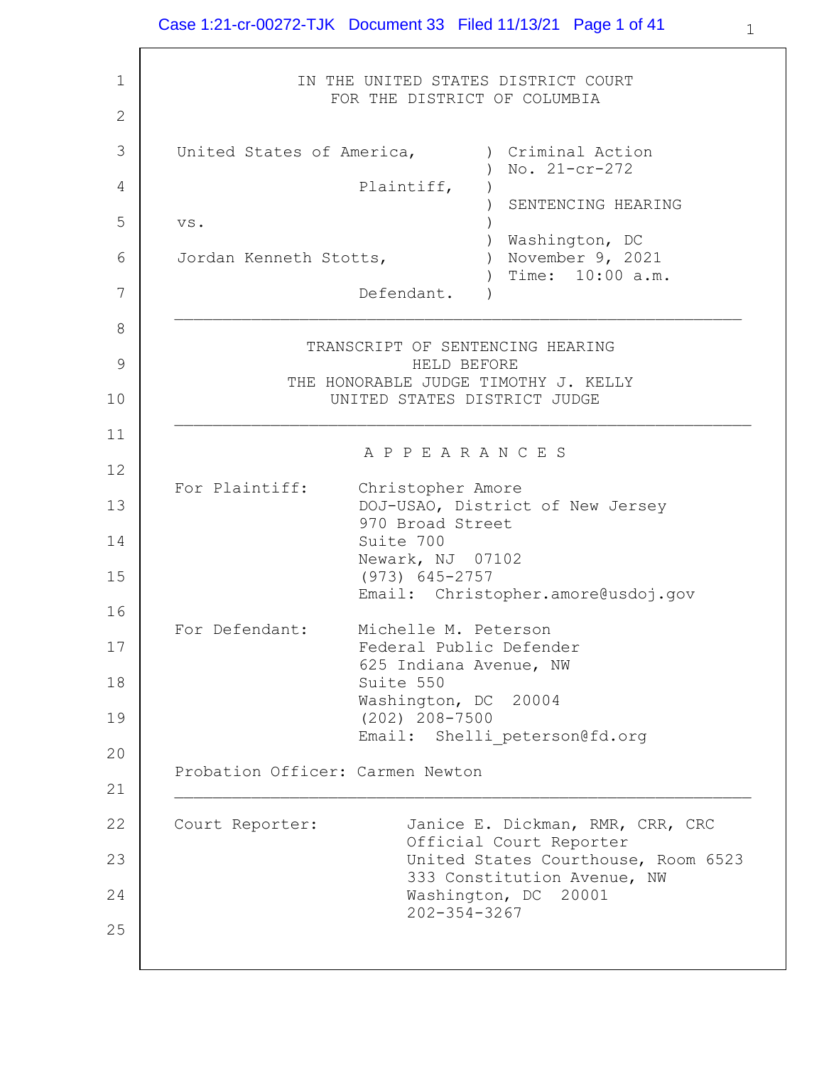IN THE UNITED STATES DISTRICT COURT
FOR THE DISTRICT OF COLUMBIA

| | | |
|---|---|---|
| United States of America, | ) | Criminal Action |
| | ) | No. 21-cr-272 |
| Plaintiff, | ) | |
| | ) | SENTENCING HEARING |
| vs. | ) | |
| | ) | Washington, DC |
| Jordan Kenneth Stotts, | ) | November 9, 2021 |
| | ) | Time: 10:00 a.m. |
| Defendant. | ) | |

---

TRANSCRIPT OF SENTENCING HEARING
HELD BEFORE
THE HONORABLE JUDGE TIMOTHY J. KELLY
UNITED STATES DISTRICT JUDGE

---

A P P E A R A N C E S

For Plaintiff: Christopher Amore
DOJ-USAO, District of New Jersey
970 Broad Street
Suite 700
Newark, NJ 07102
(973) 645-2757
Email: Christopher.amore@usdoj.gov

For Defendant: Michelle M. Peterson
Federal Public Defender
625 Indiana Avenue, NW
Suite 550
Washington, DC 20004
(202) 208-7500
Email: Shelli_peterson@fd.org

Probation Officer: Carmen Newton

---

Court Reporter: Janice E. Dickman, RMR, CRR, CRC
Official Court Reporter
United States Courthouse, Room 6523
333 Constitution Avenue, NW
Washington, DC 20001
202-354-3267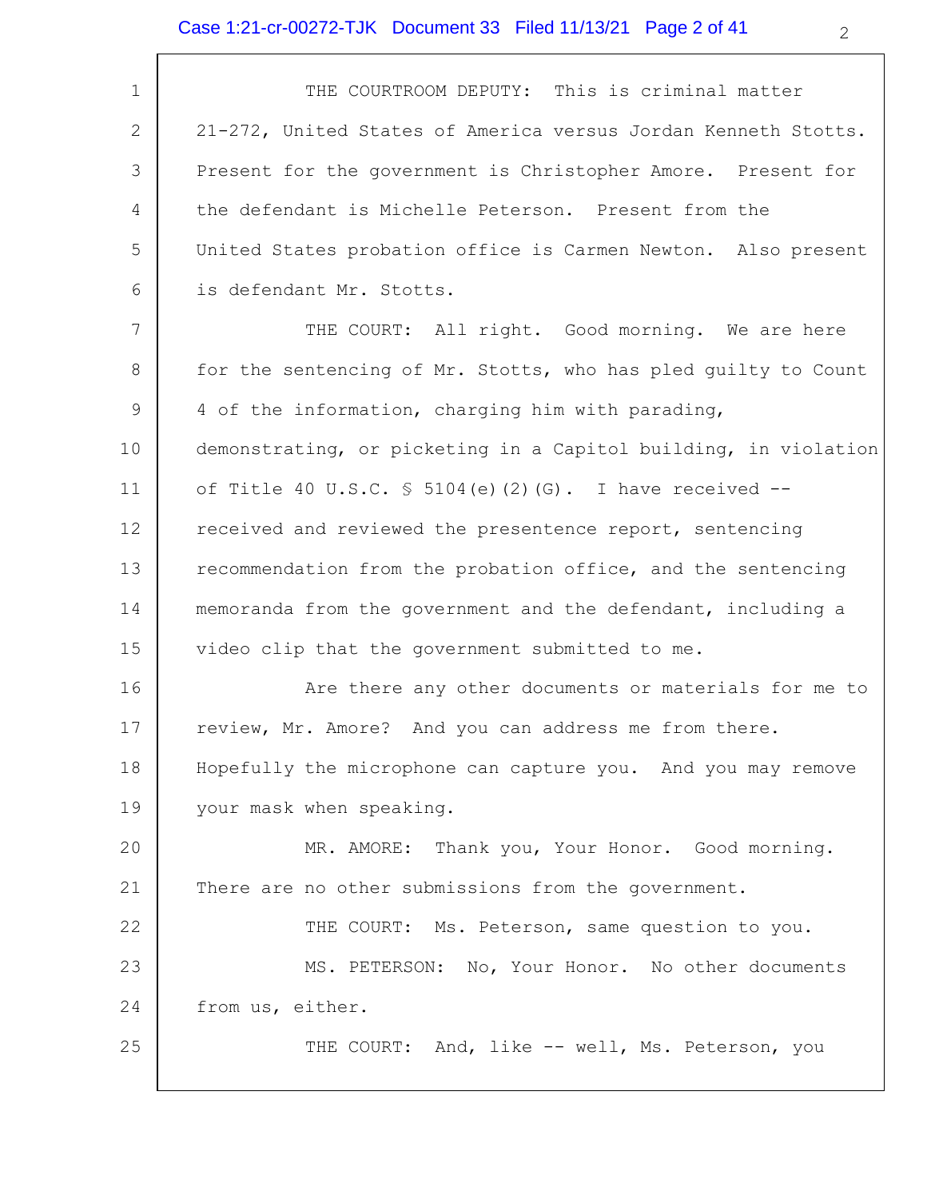THE COURTROOM DEPUTY: This is criminal matter 21-272, United States of America versus Jordan Kenneth Stotts. Present for the government is Christopher Amore. Present for the defendant is Michelle Peterson. Present from the United States probation office is Carmen Newton. Also present is defendant Mr. Stotts.

THE COURT: All right. Good morning. We are here for the sentencing of Mr. Stotts, who has pled guilty to Count 4 of the information, charging him with parading, demonstrating, or picketing in a Capitol building, in violation of Title 40 U.S.C. § 5104(e)(2)(G). I have received -- received and reviewed the presentence report, sentencing recommendation from the probation office, and the sentencing memoranda from the government and the defendant, including a video clip that the government submitted to me.

Are there any other documents or materials for me to review, Mr. Amore? And you can address me from there. Hopefully the microphone can capture you. And you may remove your mask when speaking.

MR. AMORE: Thank you, Your Honor. Good morning. There are no other submissions from the government.

THE COURT: Ms. Peterson, same question to you.

MS. PETERSON: No, Your Honor. No other documents from us, either.

THE COURT: And, like -- well, Ms. Peterson, you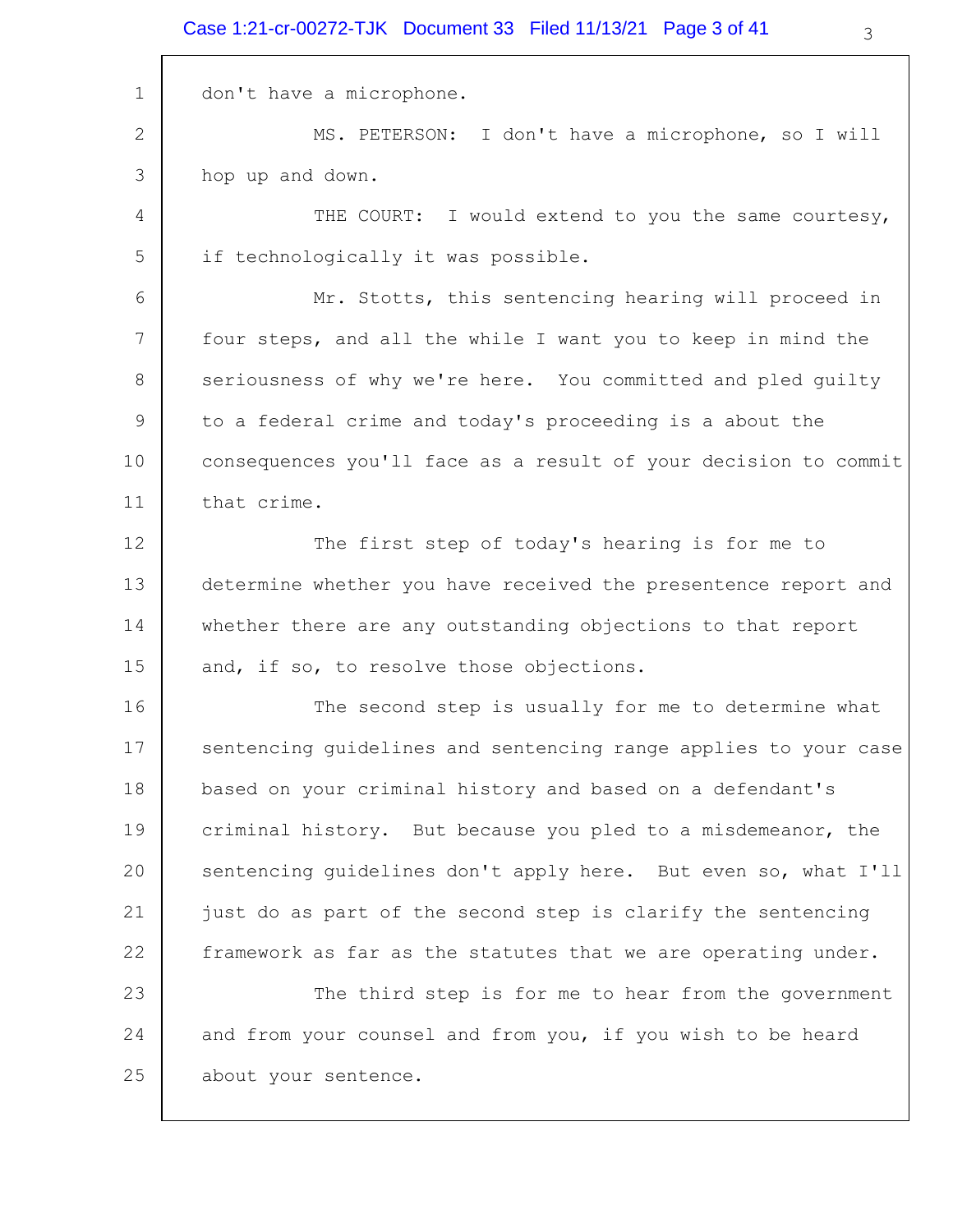don't have a microphone.

MS. PETERSON: I don't have a microphone, so I will hop up and down.

THE COURT: I would extend to you the same courtesy, if technologically it was possible.

Mr. Stotts, this sentencing hearing will proceed in four steps, and all the while I want you to keep in mind the seriousness of why we're here. You committed and pled guilty to a federal crime and today's proceeding is a about the consequences you'll face as a result of your decision to commit that crime.

The first step of today's hearing is for me to determine whether you have received the presentence report and whether there are any outstanding objections to that report and, if so, to resolve those objections.

The second step is usually for me to determine what sentencing guidelines and sentencing range applies to your case based on your criminal history and based on a defendant's criminal history. But because you pled to a misdemeanor, the sentencing guidelines don't apply here. But even so, what I'll just do as part of the second step is clarify the sentencing framework as far as the statutes that we are operating under.

The third step is for me to hear from the government and from your counsel and from you, if you wish to be heard about your sentence.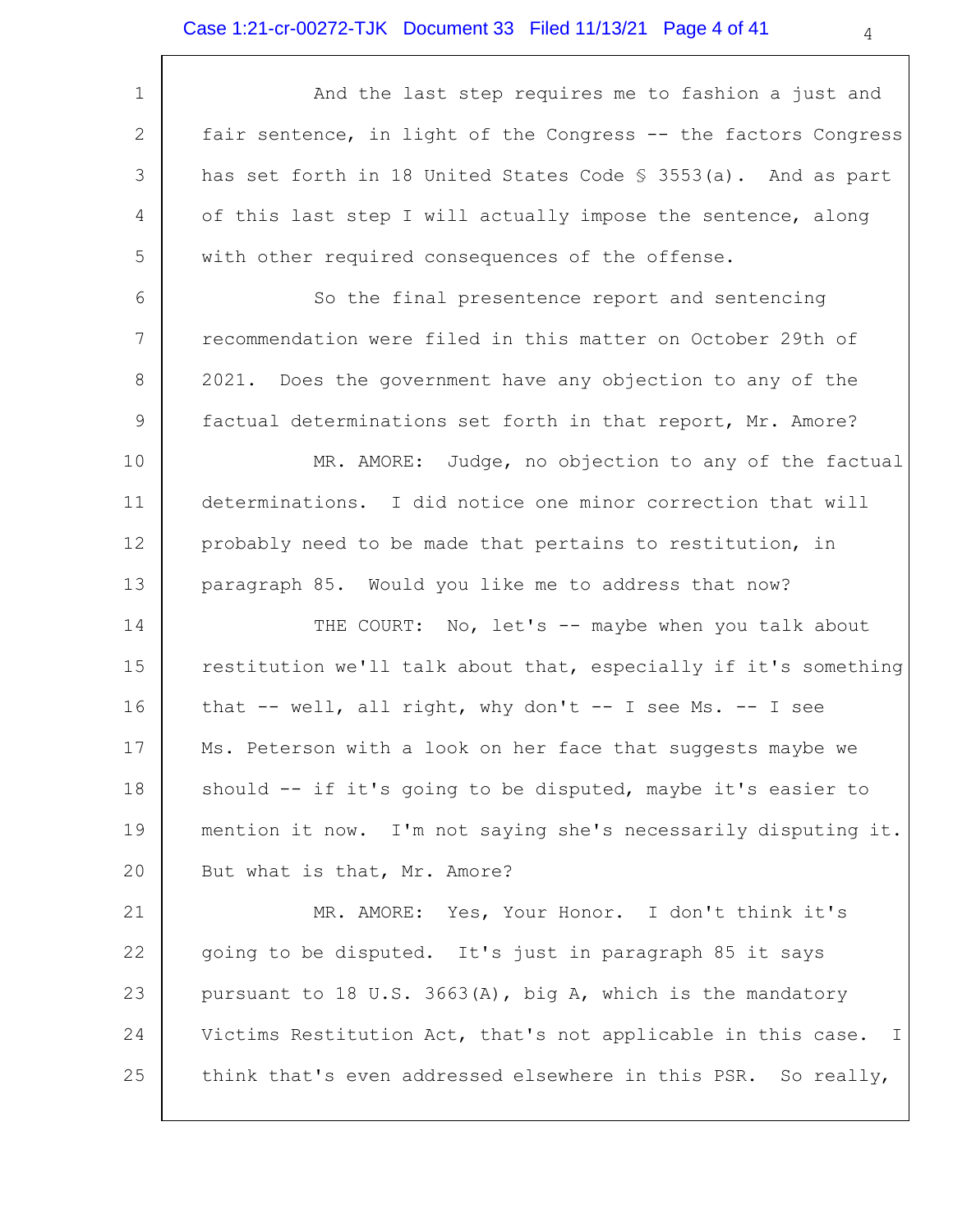And the last step requires me to fashion a just and fair sentence, in light of the Congress -- the factors Congress has set forth in 18 United States Code § 3553(a). And as part of this last step I will actually impose the sentence, along with other required consequences of the offense.

So the final presentence report and sentencing recommendation were filed in this matter on October 29th of 2021. Does the government have any objection to any of the factual determinations set forth in that report, Mr. Amore?

MR. AMORE: Judge, no objection to any of the factual determinations. I did notice one minor correction that will probably need to be made that pertains to restitution, in paragraph 85. Would you like me to address that now?

THE COURT: No, let's -- maybe when you talk about restitution we'll talk about that, especially if it's something that -- well, all right, why don't -- I see Ms. -- I see Ms. Peterson with a look on her face that suggests maybe we should -- if it's going to be disputed, maybe it's easier to mention it now. I'm not saying she's necessarily disputing it. But what is that, Mr. Amore?

MR. AMORE: Yes, Your Honor. I don't think it's going to be disputed. It's just in paragraph 85 it says pursuant to 18 U.S. 3663(A), big A, which is the mandatory Victims Restitution Act, that's not applicable in this case. I think that's even addressed elsewhere in this PSR. So really,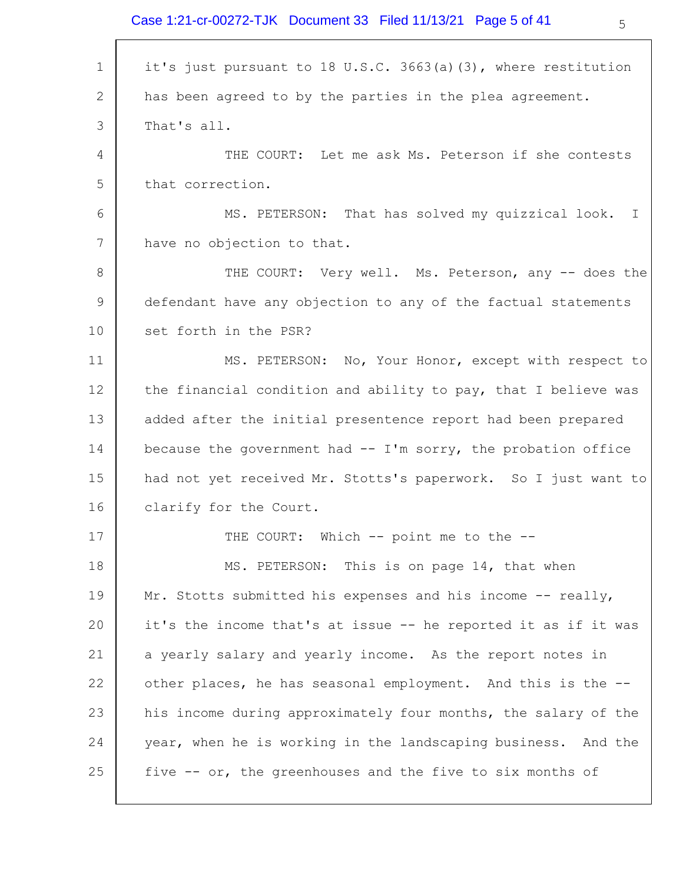it's just pursuant to 18 U.S.C. 3663(a)(3), where restitution has been agreed to by the parties in the plea agreement. That's all.

THE COURT: Let me ask Ms. Peterson if she contests that correction.

MS. PETERSON: That has solved my quizzical look. I have no objection to that.

THE COURT: Very well. Ms. Peterson, any -- does the defendant have any objection to any of the factual statements set forth in the PSR?

MS. PETERSON: No, Your Honor, except with respect to the financial condition and ability to pay, that I believe was added after the initial presentence report had been prepared because the government had -- I'm sorry, the probation office had not yet received Mr. Stotts's paperwork. So I just want to clarify for the Court.

THE COURT: Which -- point me to the --

MS. PETERSON: This is on page 14, that when Mr. Stotts submitted his expenses and his income -- really, it's the income that's at issue -- he reported it as if it was a yearly salary and yearly income. As the report notes in other places, he has seasonal employment. And this is the -- his income during approximately four months, the salary of the year, when he is working in the landscaping business. And the five -- or, the greenhouses and the five to six months of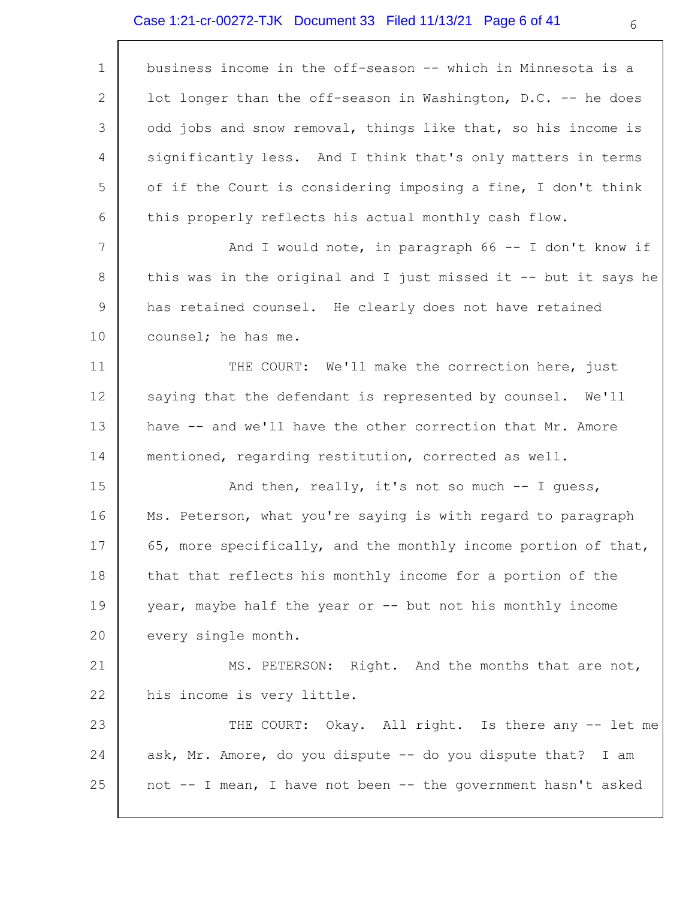business income in the off-season -- which in Minnesota is a lot longer than the off-season in Washington, D.C. -- he does odd jobs and snow removal, things like that, so his income is significantly less. And I think that's only matters in terms of if the Court is considering imposing a fine, I don't think this properly reflects his actual monthly cash flow.

And I would note, in paragraph 66 -- I don't know if this was in the original and I just missed it -- but it says he has retained counsel. He clearly does not have retained counsel; he has me.

THE COURT: We'll make the correction here, just saying that the defendant is represented by counsel. We'll have -- and we'll have the other correction that Mr. Amore mentioned, regarding restitution, corrected as well.

And then, really, it's not so much -- I guess, Ms. Peterson, what you're saying is with regard to paragraph 65, more specifically, and the monthly income portion of that, that that reflects his monthly income for a portion of the year, maybe half the year or -- but not his monthly income every single month.

MS. PETERSON: Right. And the months that are not, his income is very little.

THE COURT: Okay. All right. Is there any -- let me ask, Mr. Amore, do you dispute -- do you dispute that? I am not -- I mean, I have not been -- the government hasn't asked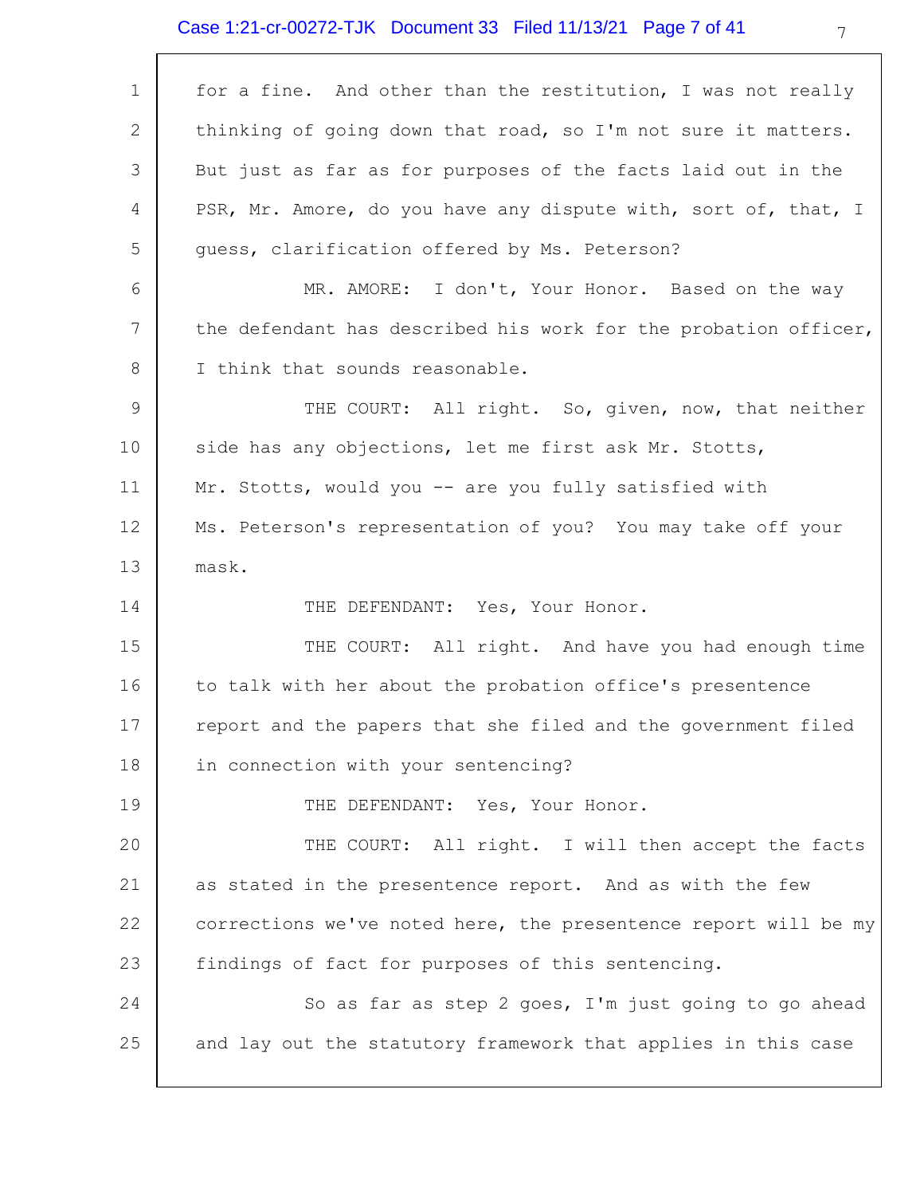for a fine. And other than the restitution, I was not really thinking of going down that road, so I'm not sure it matters. But just as far as for purposes of the facts laid out in the PSR, Mr. Amore, do you have any dispute with, sort of, that, I guess, clarification offered by Ms. Peterson?

MR. AMORE: I don't, Your Honor. Based on the way the defendant has described his work for the probation officer, I think that sounds reasonable.

THE COURT: All right. So, given, now, that neither side has any objections, let me first ask Mr. Stotts, Mr. Stotts, would you -- are you fully satisfied with Ms. Peterson's representation of you? You may take off your mask.

THE DEFENDANT: Yes, Your Honor.

THE COURT: All right. And have you had enough time to talk with her about the probation office's presentence report and the papers that she filed and the government filed in connection with your sentencing?

THE DEFENDANT: Yes, Your Honor.

THE COURT: All right. I will then accept the facts as stated in the presentence report. And as with the few corrections we've noted here, the presentence report will be my findings of fact for purposes of this sentencing.

So as far as step 2 goes, I'm just going to go ahead and lay out the statutory framework that applies in this case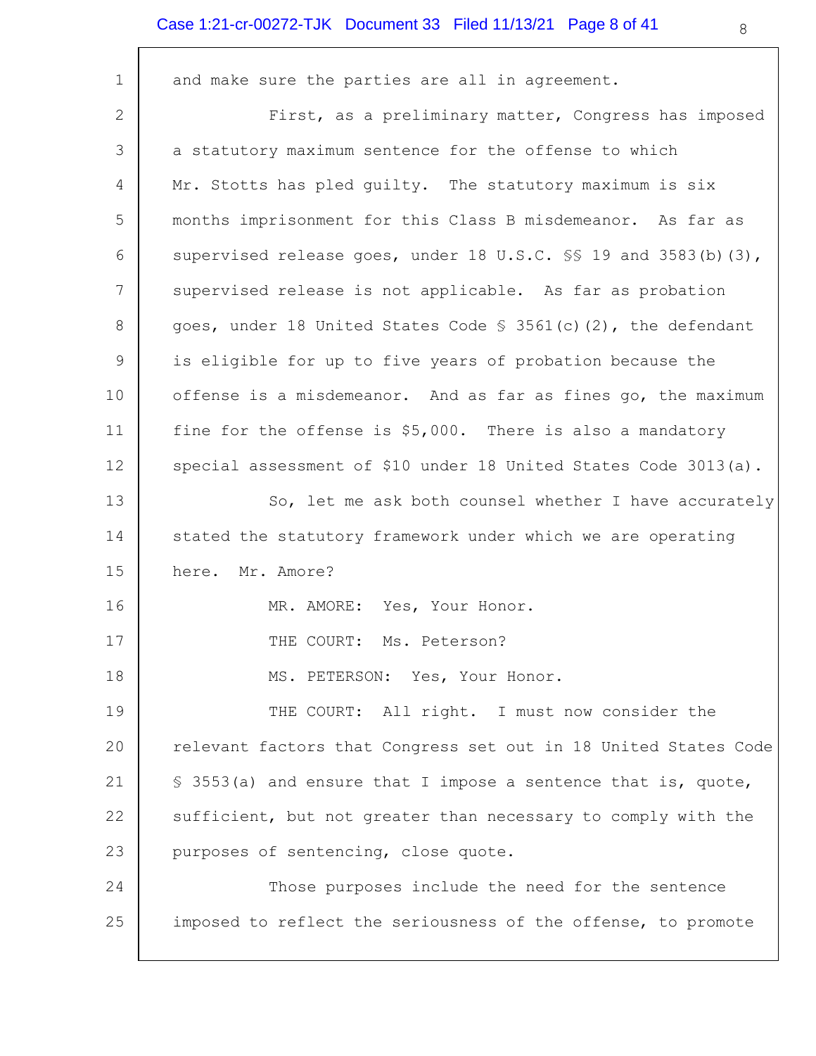and make sure the parties are all in agreement.

First, as a preliminary matter, Congress has imposed a statutory maximum sentence for the offense to which Mr. Stotts has pled guilty. The statutory maximum is six months imprisonment for this Class B misdemeanor. As far as supervised release goes, under 18 U.S.C. §§ 19 and 3583(b)(3), supervised release is not applicable. As far as probation goes, under 18 United States Code § 3561(c)(2), the defendant is eligible for up to five years of probation because the offense is a misdemeanor. And as far as fines go, the maximum fine for the offense is $5,000. There is also a mandatory special assessment of $10 under 18 United States Code 3013(a).

So, let me ask both counsel whether I have accurately stated the statutory framework under which we are operating here. Mr. Amore?

MR. AMORE: Yes, Your Honor.

THE COURT: Ms. Peterson?

MS. PETERSON: Yes, Your Honor.

THE COURT: All right. I must now consider the relevant factors that Congress set out in 18 United States Code § 3553(a) and ensure that I impose a sentence that is, quote, sufficient, but not greater than necessary to comply with the purposes of sentencing, close quote.

Those purposes include the need for the sentence imposed to reflect the seriousness of the offense, to promote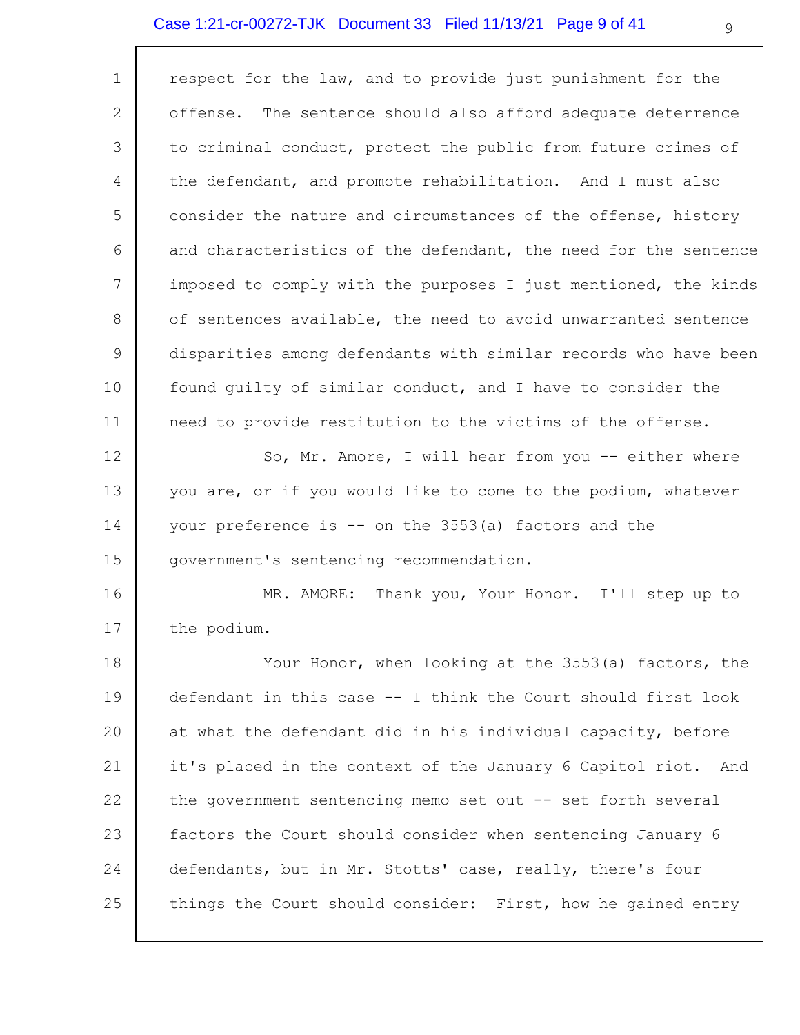respect for the law, and to provide just punishment for the offense. The sentence should also afford adequate deterrence to criminal conduct, protect the public from future crimes of the defendant, and promote rehabilitation. And I must also consider the nature and circumstances of the offense, history and characteristics of the defendant, the need for the sentence imposed to comply with the purposes I just mentioned, the kinds of sentences available, the need to avoid unwarranted sentence disparities among defendants with similar records who have been found guilty of similar conduct, and I have to consider the need to provide restitution to the victims of the offense.

So, Mr. Amore, I will hear from you -- either where you are, or if you would like to come to the podium, whatever your preference is -- on the 3553(a) factors and the government's sentencing recommendation.

MR. AMORE: Thank you, Your Honor. I'll step up to the podium.

Your Honor, when looking at the 3553(a) factors, the defendant in this case -- I think the Court should first look at what the defendant did in his individual capacity, before it's placed in the context of the January 6 Capitol riot. And the government sentencing memo set out -- set forth several factors the Court should consider when sentencing January 6 defendants, but in Mr. Stotts' case, really, there's four things the Court should consider: First, how he gained entry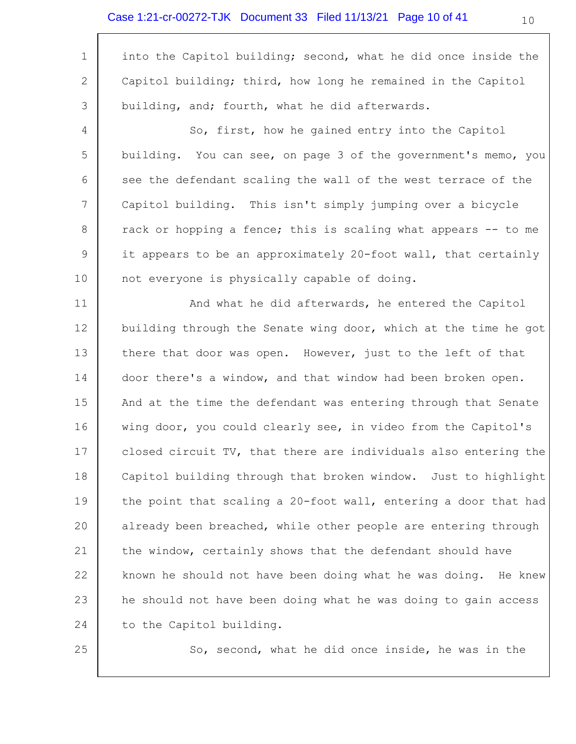into the Capitol building; second, what he did once inside the Capitol building; third, how long he remained in the Capitol building, and; fourth, what he did afterwards.

So, first, how he gained entry into the Capitol building. You can see, on page 3 of the government's memo, you see the defendant scaling the wall of the west terrace of the Capitol building. This isn't simply jumping over a bicycle rack or hopping a fence; this is scaling what appears -- to me it appears to be an approximately 20-foot wall, that certainly not everyone is physically capable of doing.

And what he did afterwards, he entered the Capitol building through the Senate wing door, which at the time he got there that door was open. However, just to the left of that door there's a window, and that window had been broken open. And at the time the defendant was entering through that Senate wing door, you could clearly see, in video from the Capitol's closed circuit TV, that there are individuals also entering the Capitol building through that broken window. Just to highlight the point that scaling a 20-foot wall, entering a door that had already been breached, while other people are entering through the window, certainly shows that the defendant should have known he should not have been doing what he was doing. He knew he should not have been doing what he was doing to gain access to the Capitol building.

So, second, what he did once inside, he was in the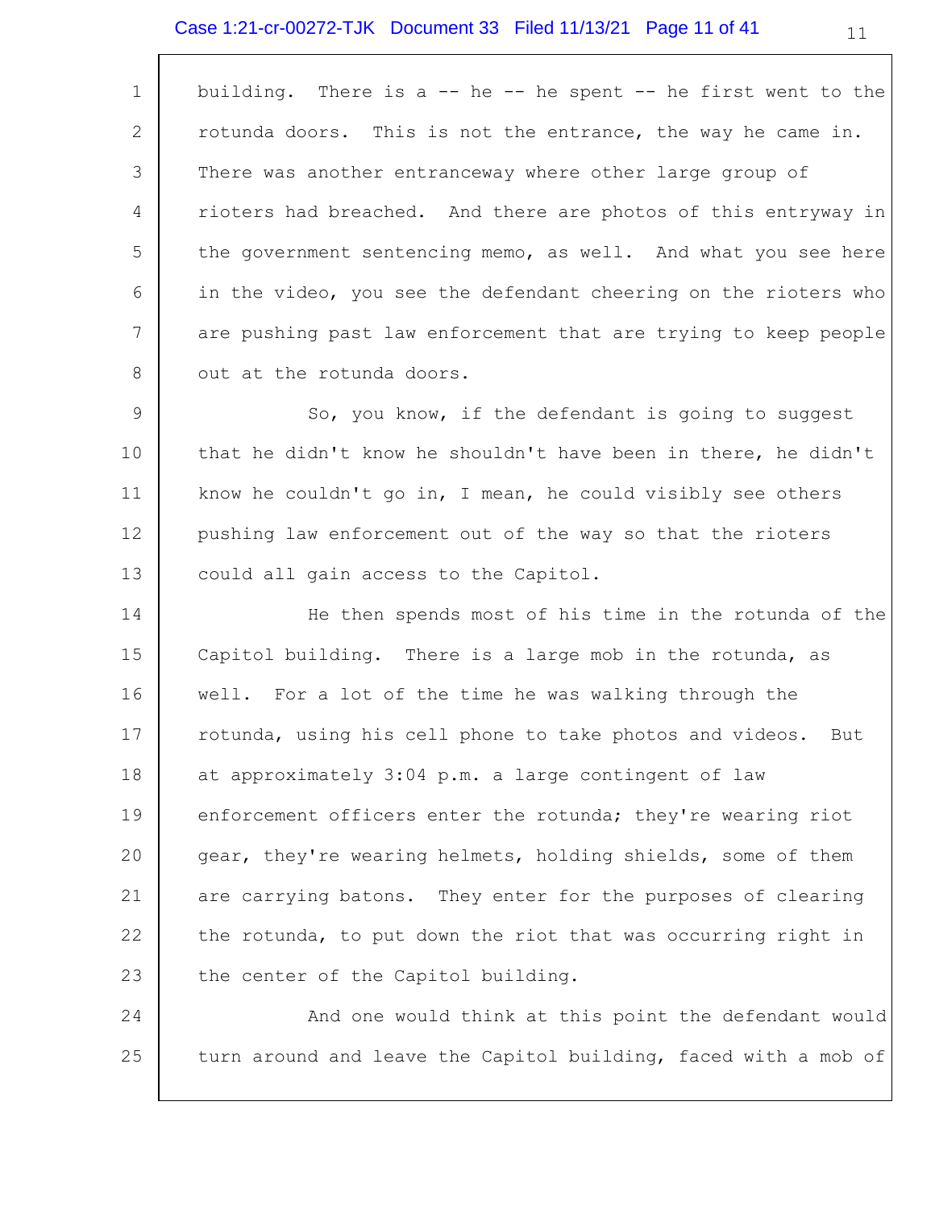building. There is a -- he -- he spent -- he first went to the rotunda doors. This is not the entrance, the way he came in. There was another entranceway where other large group of rioters had breached. And there are photos of this entryway in the government sentencing memo, as well. And what you see here in the video, you see the defendant cheering on the rioters who are pushing past law enforcement that are trying to keep people out at the rotunda doors.

So, you know, if the defendant is going to suggest that he didn't know he shouldn't have been in there, he didn't know he couldn't go in, I mean, he could visibly see others pushing law enforcement out of the way so that the rioters could all gain access to the Capitol.

He then spends most of his time in the rotunda of the Capitol building. There is a large mob in the rotunda, as well. For a lot of the time he was walking through the rotunda, using his cell phone to take photos and videos. But at approximately 3:04 p.m. a large contingent of law enforcement officers enter the rotunda; they're wearing riot gear, they're wearing helmets, holding shields, some of them are carrying batons. They enter for the purposes of clearing the rotunda, to put down the riot that was occurring right in the center of the Capitol building.

And one would think at this point the defendant would turn around and leave the Capitol building, faced with a mob of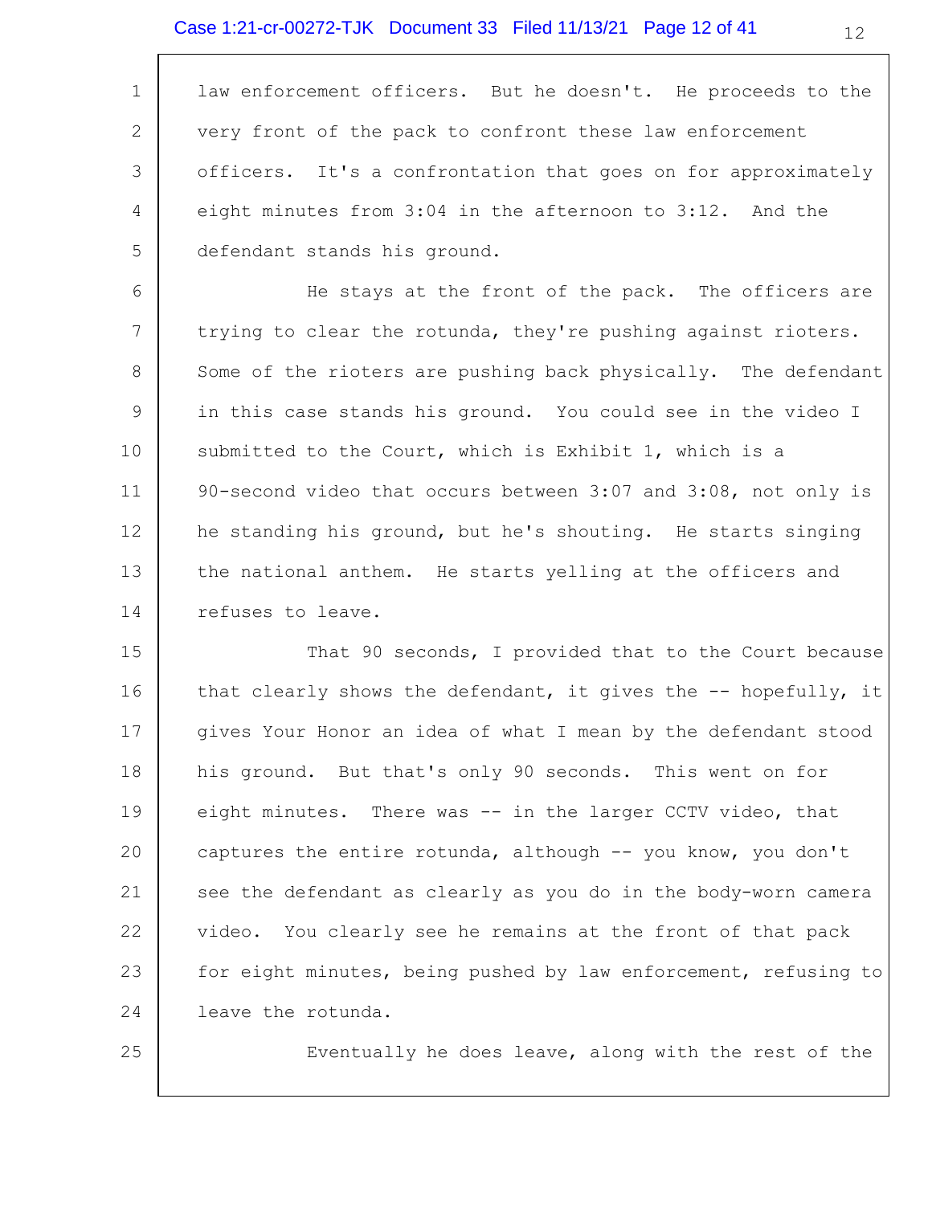law enforcement officers. But he doesn't. He proceeds to the very front of the pack to confront these law enforcement officers. It's a confrontation that goes on for approximately eight minutes from 3:04 in the afternoon to 3:12. And the defendant stands his ground.

He stays at the front of the pack. The officers are trying to clear the rotunda, they're pushing against rioters. Some of the rioters are pushing back physically. The defendant in this case stands his ground. You could see in the video I submitted to the Court, which is Exhibit 1, which is a 90-second video that occurs between 3:07 and 3:08, not only is he standing his ground, but he's shouting. He starts singing the national anthem. He starts yelling at the officers and refuses to leave.

That 90 seconds, I provided that to the Court because that clearly shows the defendant, it gives the -- hopefully, it gives Your Honor an idea of what I mean by the defendant stood his ground. But that's only 90 seconds. This went on for eight minutes. There was -- in the larger CCTV video, that captures the entire rotunda, although -- you know, you don't see the defendant as clearly as you do in the body-worn camera video. You clearly see he remains at the front of that pack for eight minutes, being pushed by law enforcement, refusing to leave the rotunda.

Eventually he does leave, along with the rest of the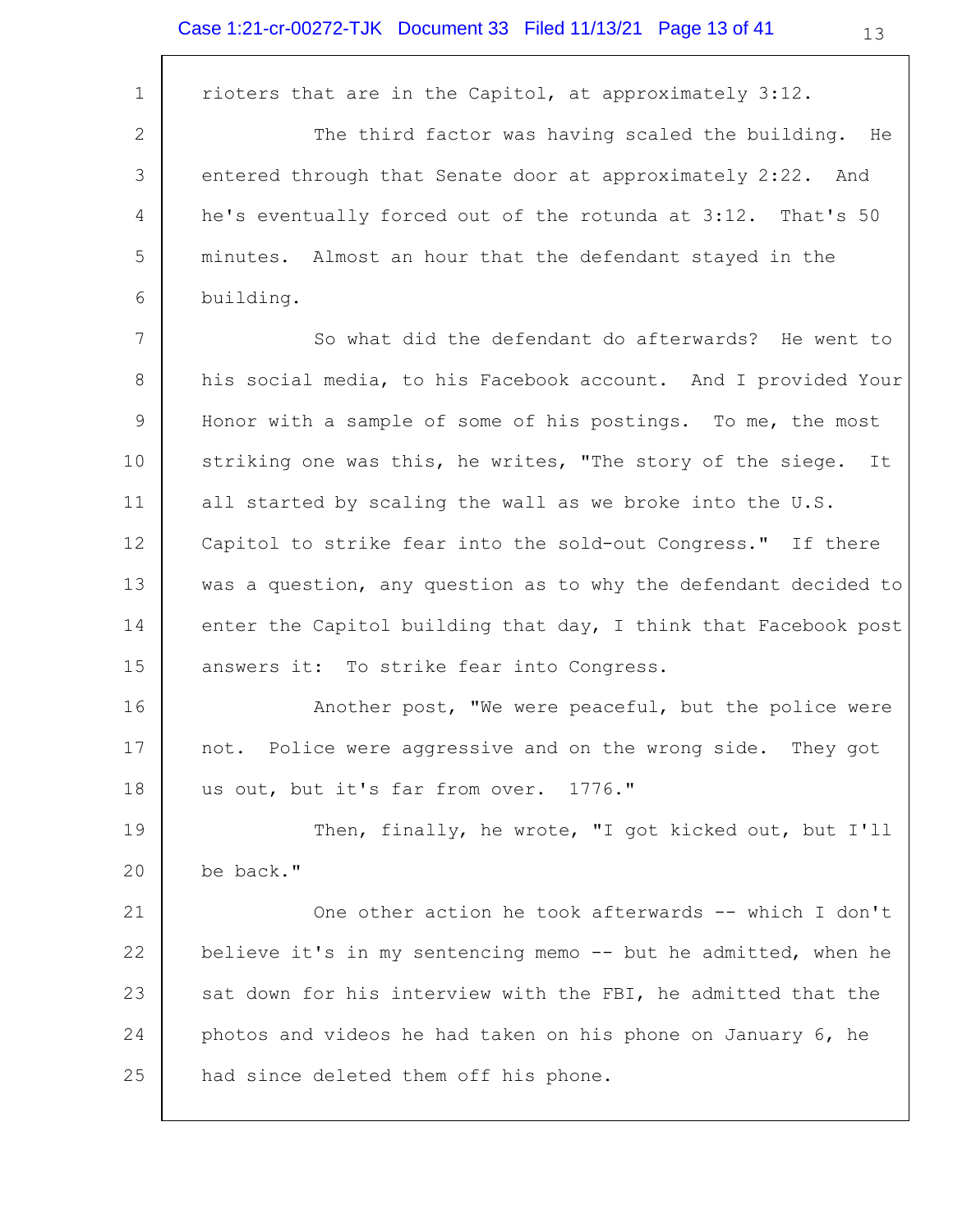rioters that are in the Capitol, at approximately 3:12.

The third factor was having scaled the building. He entered through that Senate door at approximately 2:22. And he's eventually forced out of the rotunda at 3:12. That's 50 minutes. Almost an hour that the defendant stayed in the building.

So what did the defendant do afterwards? He went to his social media, to his Facebook account. And I provided Your Honor with a sample of some of his postings. To me, the most striking one was this, he writes, "The story of the siege. It all started by scaling the wall as we broke into the U.S. Capitol to strike fear into the sold-out Congress." If there was a question, any question as to why the defendant decided to enter the Capitol building that day, I think that Facebook post answers it: To strike fear into Congress.

Another post, "We were peaceful, but the police were not. Police were aggressive and on the wrong side. They got us out, but it's far from over. 1776."

Then, finally, he wrote, "I got kicked out, but I'll be back."

One other action he took afterwards -- which I don't believe it's in my sentencing memo -- but he admitted, when he sat down for his interview with the FBI, he admitted that the photos and videos he had taken on his phone on January 6, he had since deleted them off his phone.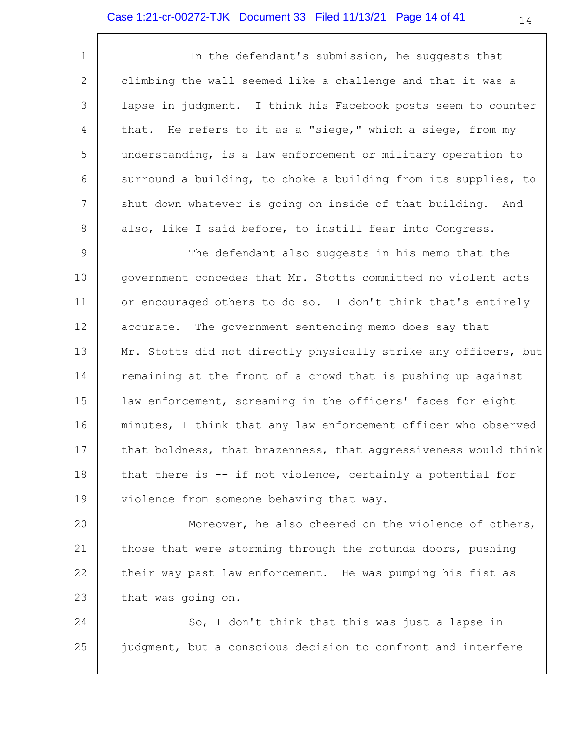In the defendant's submission, he suggests that climbing the wall seemed like a challenge and that it was a lapse in judgment. I think his Facebook posts seem to counter that. He refers to it as a "siege," which a siege, from my understanding, is a law enforcement or military operation to surround a building, to choke a building from its supplies, to shut down whatever is going on inside of that building. And also, like I said before, to instill fear into Congress.

The defendant also suggests in his memo that the government concedes that Mr. Stotts committed no violent acts or encouraged others to do so. I don't think that's entirely accurate. The government sentencing memo does say that Mr. Stotts did not directly physically strike any officers, but remaining at the front of a crowd that is pushing up against law enforcement, screaming in the officers' faces for eight minutes, I think that any law enforcement officer who observed that boldness, that brazenness, that aggressiveness would think that there is -- if not violence, certainly a potential for violence from someone behaving that way.

Moreover, he also cheered on the violence of others, those that were storming through the rotunda doors, pushing their way past law enforcement. He was pumping his fist as that was going on.

So, I don't think that this was just a lapse in judgment, but a conscious decision to confront and interfere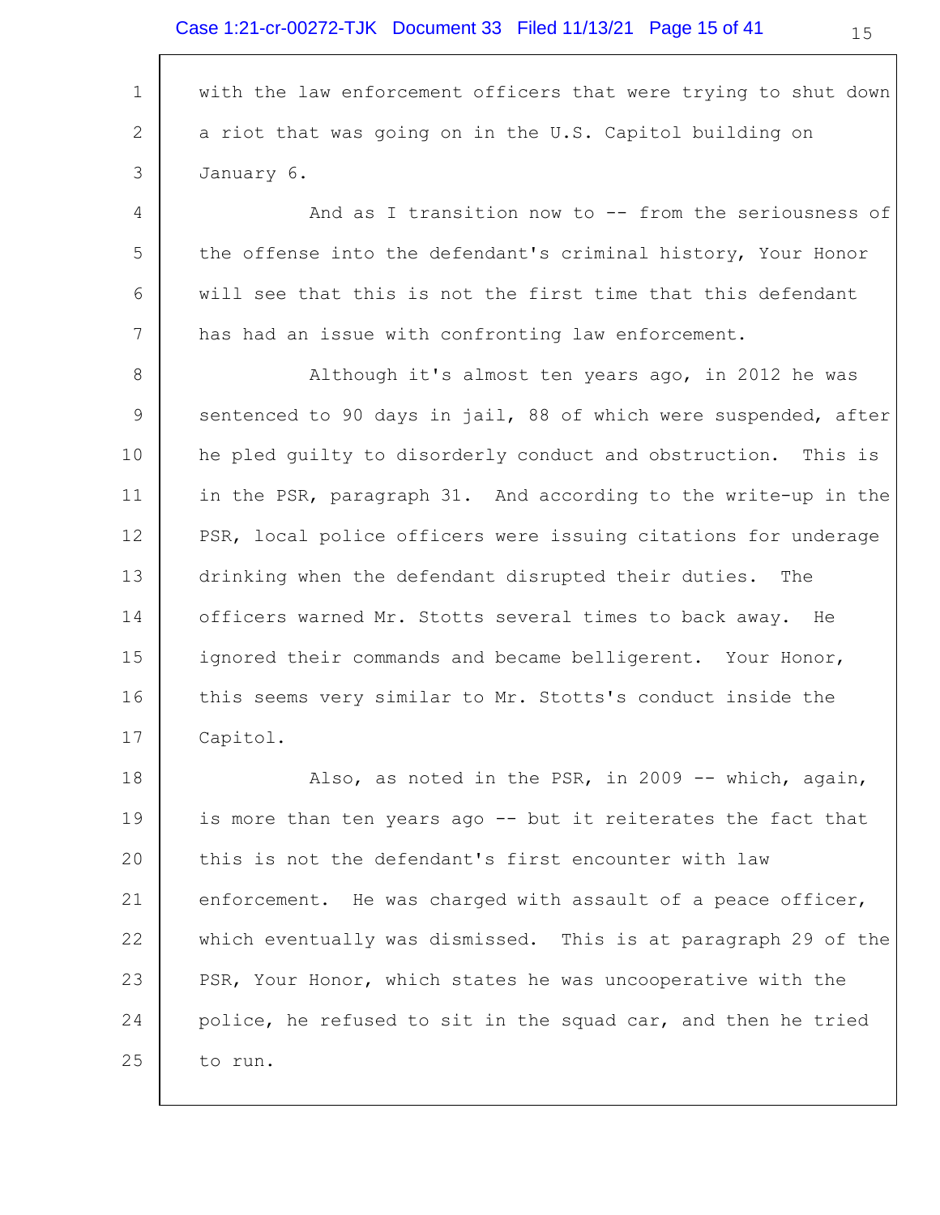with the law enforcement officers that were trying to shut down a riot that was going on in the U.S. Capitol building on January 6.

And as I transition now to -- from the seriousness of the offense into the defendant's criminal history, Your Honor will see that this is not the first time that this defendant has had an issue with confronting law enforcement.

Although it's almost ten years ago, in 2012 he was sentenced to 90 days in jail, 88 of which were suspended, after he pled guilty to disorderly conduct and obstruction. This is in the PSR, paragraph 31. And according to the write-up in the PSR, local police officers were issuing citations for underage drinking when the defendant disrupted their duties. The officers warned Mr. Stotts several times to back away. He ignored their commands and became belligerent. Your Honor, this seems very similar to Mr. Stotts's conduct inside the Capitol.

Also, as noted in the PSR, in 2009 -- which, again, is more than ten years ago -- but it reiterates the fact that this is not the defendant's first encounter with law enforcement. He was charged with assault of a peace officer, which eventually was dismissed. This is at paragraph 29 of the PSR, Your Honor, which states he was uncooperative with the police, he refused to sit in the squad car, and then he tried to run.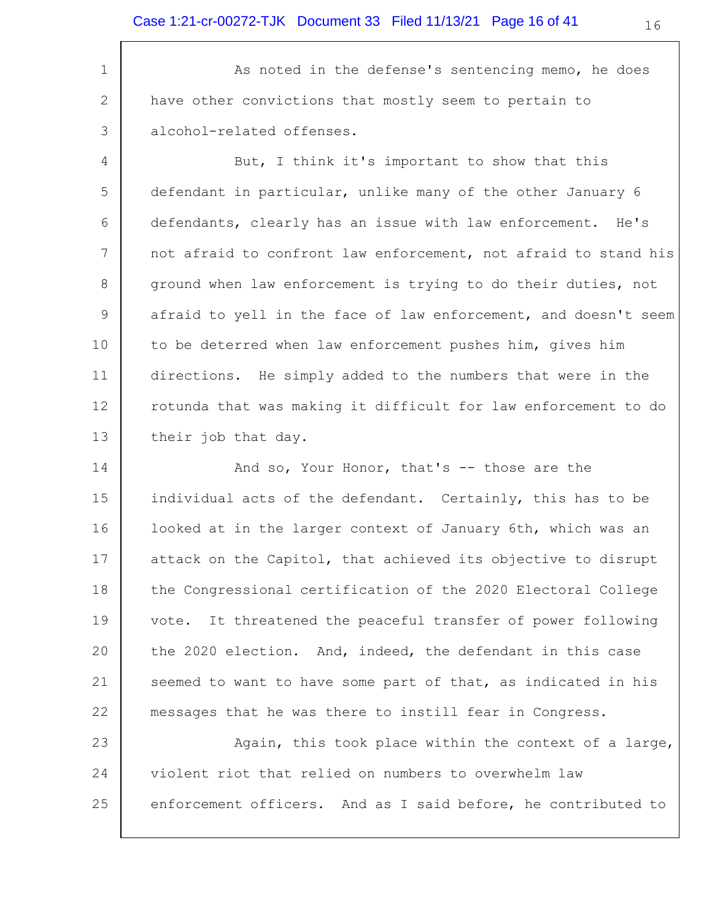As noted in the defense's sentencing memo, he does have other convictions that mostly seem to pertain to alcohol-related offenses.

But, I think it's important to show that this defendant in particular, unlike many of the other January 6 defendants, clearly has an issue with law enforcement. He's not afraid to confront law enforcement, not afraid to stand his ground when law enforcement is trying to do their duties, not afraid to yell in the face of law enforcement, and doesn't seem to be deterred when law enforcement pushes him, gives him directions. He simply added to the numbers that were in the rotunda that was making it difficult for law enforcement to do their job that day.

And so, Your Honor, that's -- those are the individual acts of the defendant. Certainly, this has to be looked at in the larger context of January 6th, which was an attack on the Capitol, that achieved its objective to disrupt the Congressional certification of the 2020 Electoral College vote. It threatened the peaceful transfer of power following the 2020 election. And, indeed, the defendant in this case seemed to want to have some part of that, as indicated in his messages that he was there to instill fear in Congress.

Again, this took place within the context of a large, violent riot that relied on numbers to overwhelm law enforcement officers. And as I said before, he contributed to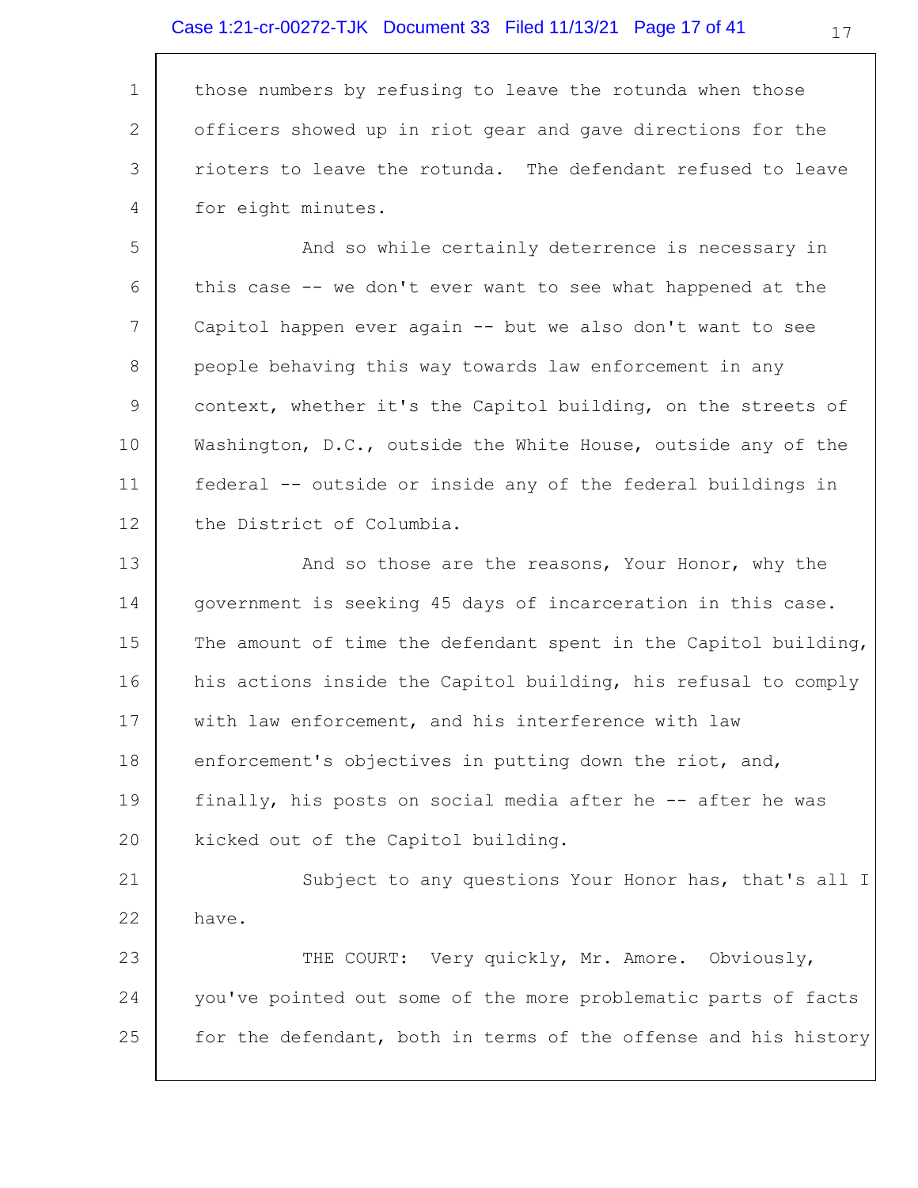those numbers by refusing to leave the rotunda when those officers showed up in riot gear and gave directions for the rioters to leave the rotunda. The defendant refused to leave for eight minutes.

And so while certainly deterrence is necessary in this case -- we don't ever want to see what happened at the Capitol happen ever again -- but we also don't want to see people behaving this way towards law enforcement in any context, whether it's the Capitol building, on the streets of Washington, D.C., outside the White House, outside any of the federal -- outside or inside any of the federal buildings in the District of Columbia.

And so those are the reasons, Your Honor, why the government is seeking 45 days of incarceration in this case. The amount of time the defendant spent in the Capitol building, his actions inside the Capitol building, his refusal to comply with law enforcement, and his interference with law enforcement's objectives in putting down the riot, and, finally, his posts on social media after he -- after he was kicked out of the Capitol building.

Subject to any questions Your Honor has, that's all I have.

THE COURT: Very quickly, Mr. Amore. Obviously, you've pointed out some of the more problematic parts of facts for the defendant, both in terms of the offense and his history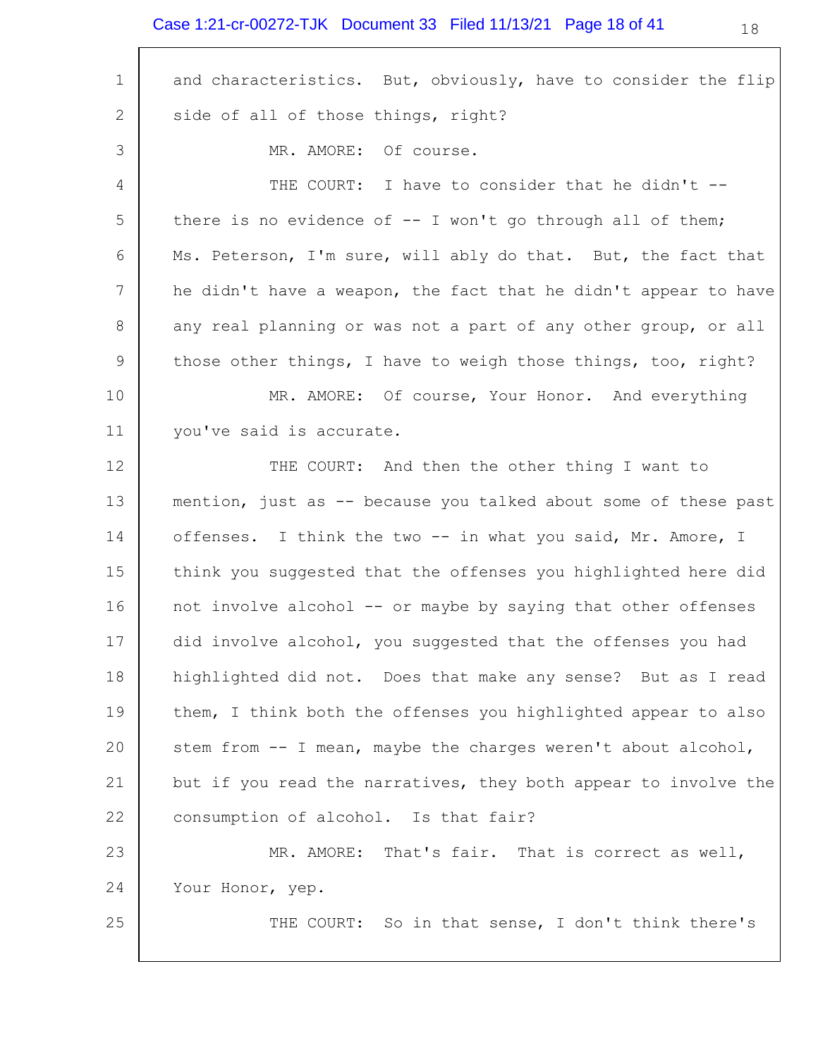and characteristics. But, obviously, have to consider the flip side of all of those things, right?

MR. AMORE: Of course.

THE COURT: I have to consider that he didn't -- there is no evidence of -- I won't go through all of them; Ms. Peterson, I'm sure, will ably do that. But, the fact that he didn't have a weapon, the fact that he didn't appear to have any real planning or was not a part of any other group, or all those other things, I have to weigh those things, too, right?

MR. AMORE: Of course, Your Honor. And everything you've said is accurate.

THE COURT: And then the other thing I want to mention, just as -- because you talked about some of these past offenses. I think the two -- in what you said, Mr. Amore, I think you suggested that the offenses you highlighted here did not involve alcohol -- or maybe by saying that other offenses did involve alcohol, you suggested that the offenses you had highlighted did not. Does that make any sense? But as I read them, I think both the offenses you highlighted appear to also stem from -- I mean, maybe the charges weren't about alcohol, but if you read the narratives, they both appear to involve the consumption of alcohol. Is that fair?

MR. AMORE: That's fair. That is correct as well, Your Honor, yep.

THE COURT: So in that sense, I don't think there's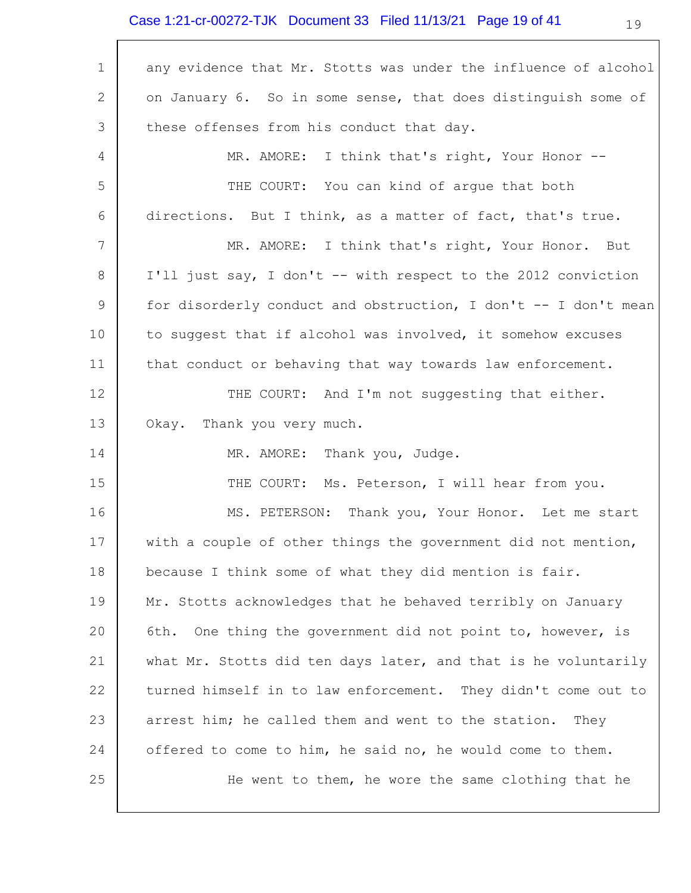any evidence that Mr. Stotts was under the influence of alcohol on January 6. So in some sense, that does distinguish some of these offenses from his conduct that day.

MR. AMORE: I think that's right, Your Honor --

THE COURT: You can kind of argue that both directions. But I think, as a matter of fact, that's true.

MR. AMORE: I think that's right, Your Honor. But I'll just say, I don't -- with respect to the 2012 conviction for disorderly conduct and obstruction, I don't -- I don't mean to suggest that if alcohol was involved, it somehow excuses that conduct or behaving that way towards law enforcement.

THE COURT: And I'm not suggesting that either. Okay. Thank you very much.

MR. AMORE: Thank you, Judge.

THE COURT: Ms. Peterson, I will hear from you.

MS. PETERSON: Thank you, Your Honor. Let me start with a couple of other things the government did not mention, because I think some of what they did mention is fair. Mr. Stotts acknowledges that he behaved terribly on January 6th. One thing the government did not point to, however, is what Mr. Stotts did ten days later, and that is he voluntarily turned himself in to law enforcement. They didn't come out to arrest him; he called them and went to the station. They offered to come to him, he said no, he would come to them.

He went to them, he wore the same clothing that he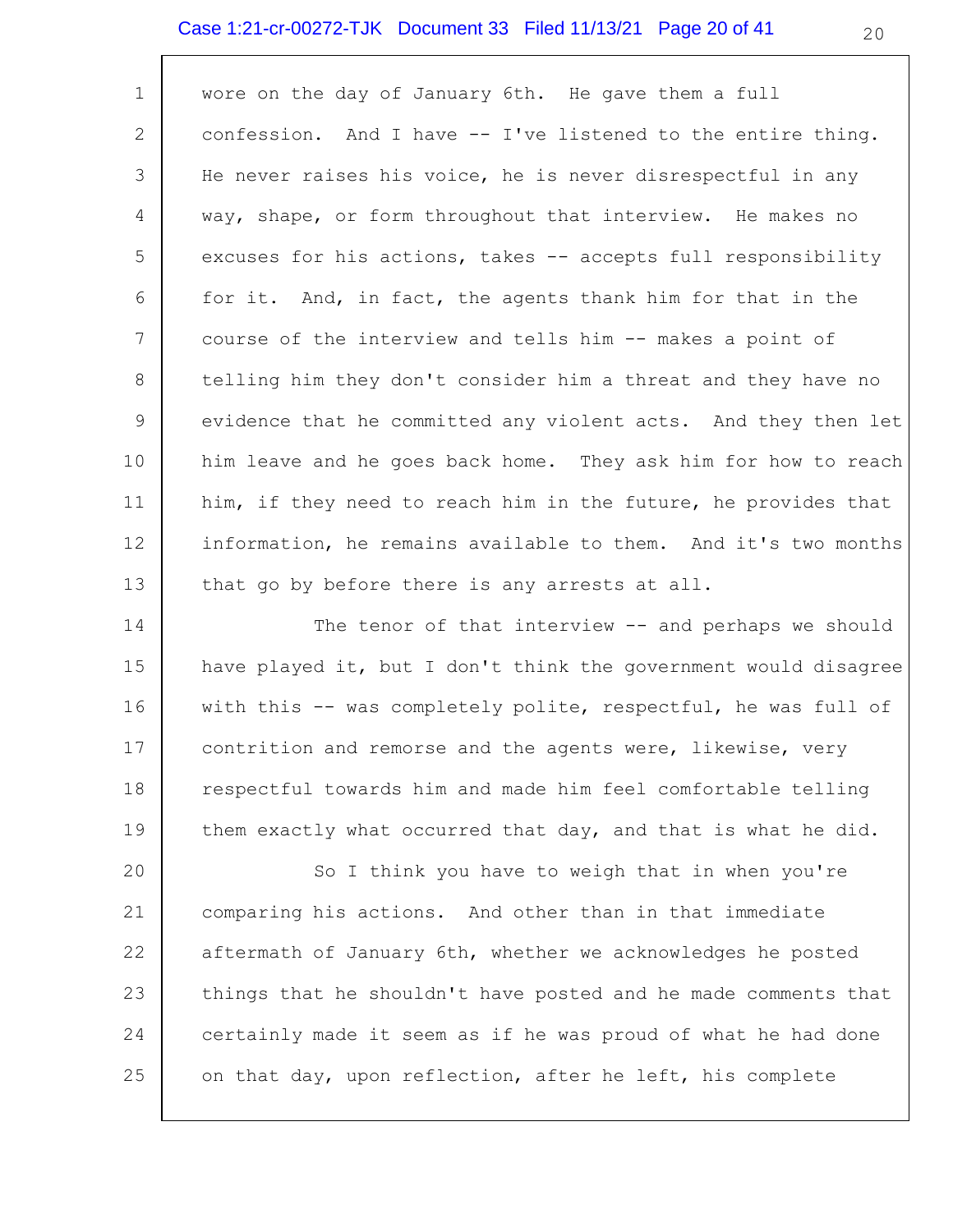wore on the day of January 6th. He gave them a full confession. And I have -- I've listened to the entire thing. He never raises his voice, he is never disrespectful in any way, shape, or form throughout that interview. He makes no excuses for his actions, takes -- accepts full responsibility for it. And, in fact, the agents thank him for that in the course of the interview and tells him -- makes a point of telling him they don't consider him a threat and they have no evidence that he committed any violent acts. And they then let him leave and he goes back home. They ask him for how to reach him, if they need to reach him in the future, he provides that information, he remains available to them. And it's two months that go by before there is any arrests at all.

The tenor of that interview -- and perhaps we should have played it, but I don't think the government would disagree with this -- was completely polite, respectful, he was full of contrition and remorse and the agents were, likewise, very respectful towards him and made him feel comfortable telling them exactly what occurred that day, and that is what he did.

So I think you have to weigh that in when you're comparing his actions. And other than in that immediate aftermath of January 6th, whether we acknowledges he posted things that he shouldn't have posted and he made comments that certainly made it seem as if he was proud of what he had done on that day, upon reflection, after he left, his complete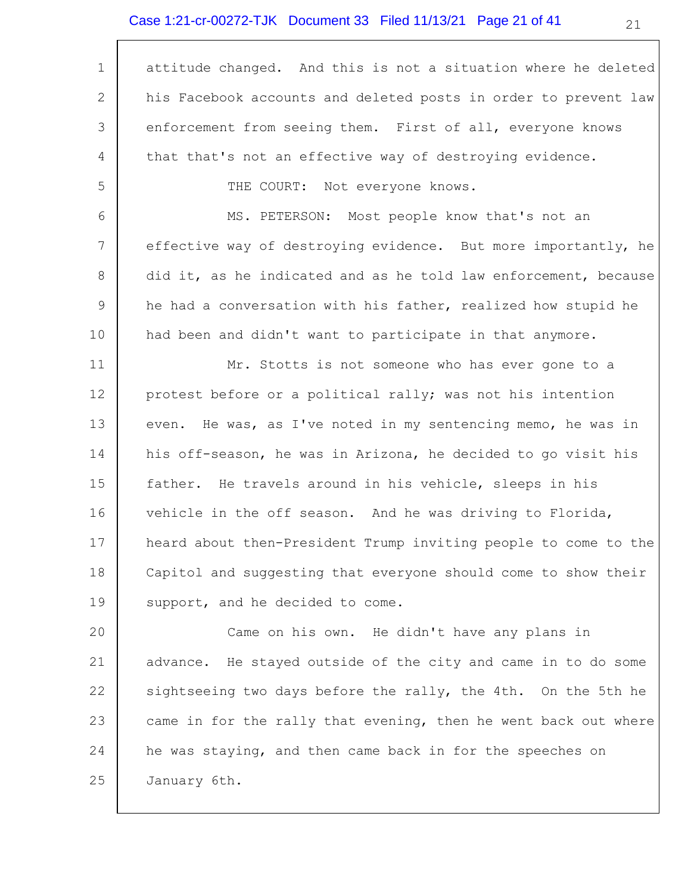attitude changed. And this is not a situation where he deleted his Facebook accounts and deleted posts in order to prevent law enforcement from seeing them. First of all, everyone knows that that's not an effective way of destroying evidence.

THE COURT: Not everyone knows.

MS. PETERSON: Most people know that's not an effective way of destroying evidence. But more importantly, he did it, as he indicated and as he told law enforcement, because he had a conversation with his father, realized how stupid he had been and didn't want to participate in that anymore.

Mr. Stotts is not someone who has ever gone to a protest before or a political rally; was not his intention even. He was, as I've noted in my sentencing memo, he was in his off-season, he was in Arizona, he decided to go visit his father. He travels around in his vehicle, sleeps in his vehicle in the off season. And he was driving to Florida, heard about then-President Trump inviting people to come to the Capitol and suggesting that everyone should come to show their support, and he decided to come.

Came on his own. He didn't have any plans in advance. He stayed outside of the city and came in to do some sightseeing two days before the rally, the 4th. On the 5th he came in for the rally that evening, then he went back out where he was staying, and then came back in for the speeches on January 6th.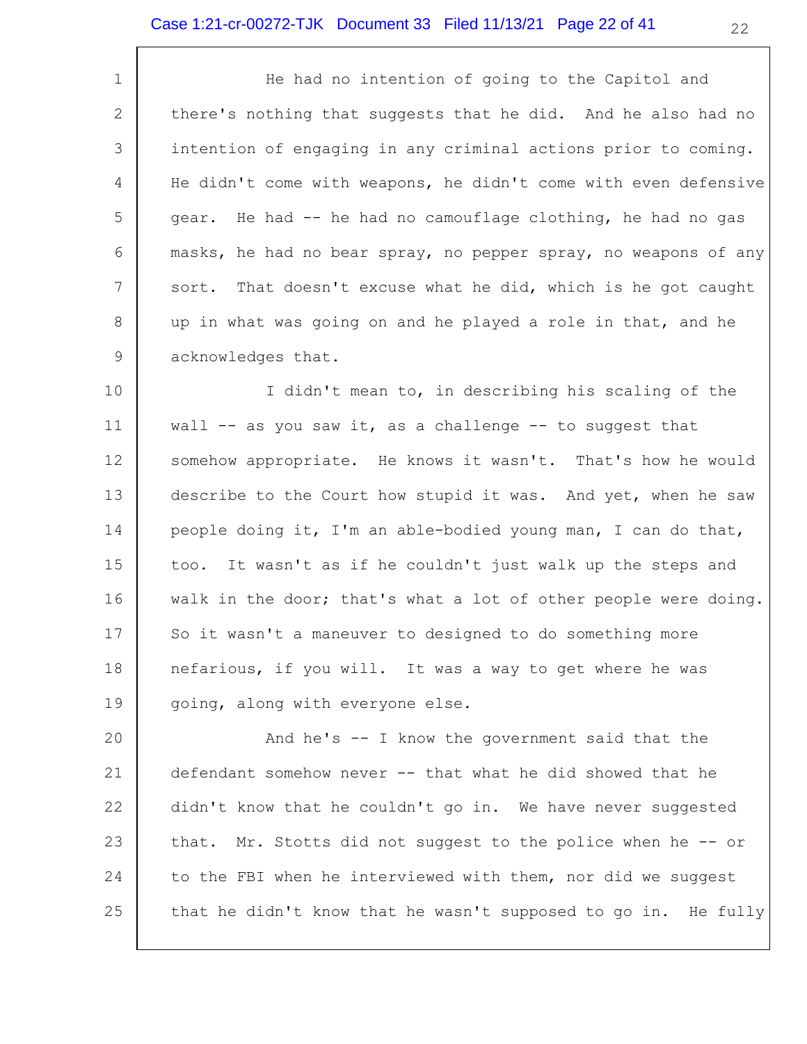He had no intention of going to the Capitol and there's nothing that suggests that he did. And he also had no intention of engaging in any criminal actions prior to coming. He didn't come with weapons, he didn't come with even defensive gear. He had -- he had no camouflage clothing, he had no gas masks, he had no bear spray, no pepper spray, no weapons of any sort. That doesn't excuse what he did, which is he got caught up in what was going on and he played a role in that, and he acknowledges that.

I didn't mean to, in describing his scaling of the wall -- as you saw it, as a challenge -- to suggest that somehow appropriate. He knows it wasn't. That's how he would describe to the Court how stupid it was. And yet, when he saw people doing it, I'm an able-bodied young man, I can do that, too. It wasn't as if he couldn't just walk up the steps and walk in the door; that's what a lot of other people were doing. So it wasn't a maneuver to designed to do something more nefarious, if you will. It was a way to get where he was going, along with everyone else.

And he's -- I know the government said that the defendant somehow never -- that what he did showed that he didn't know that he couldn't go in. We have never suggested that. Mr. Stotts did not suggest to the police when he -- or to the FBI when he interviewed with them, nor did we suggest that he didn't know that he wasn't supposed to go in. He fully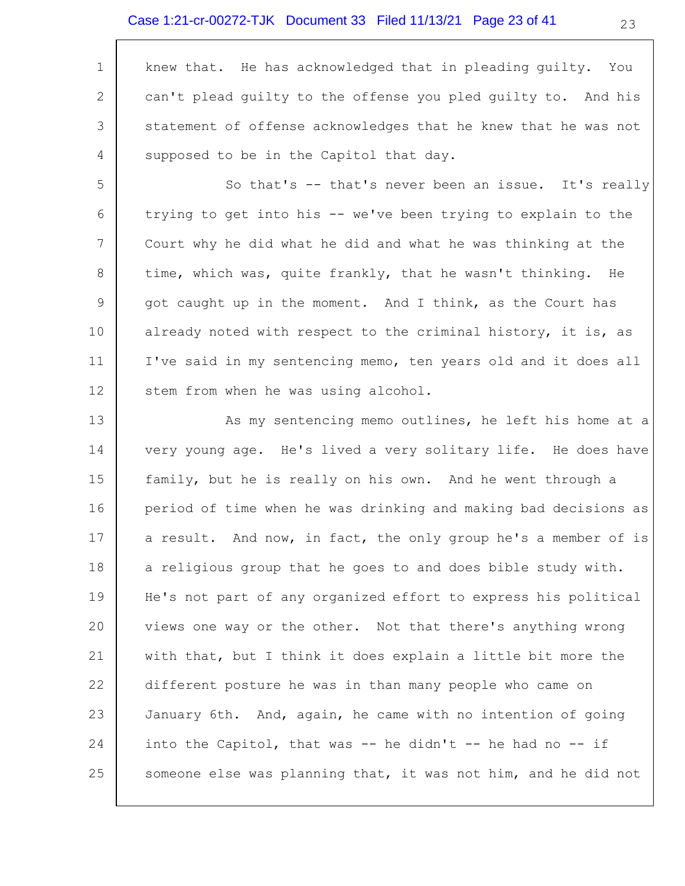knew that. He has acknowledged that in pleading guilty. You can't plead guilty to the offense you pled guilty to. And his statement of offense acknowledges that he knew that he was not supposed to be in the Capitol that day.

So that's -- that's never been an issue. It's really trying to get into his -- we've been trying to explain to the Court why he did what he did and what he was thinking at the time, which was, quite frankly, that he wasn't thinking. He got caught up in the moment. And I think, as the Court has already noted with respect to the criminal history, it is, as I've said in my sentencing memo, ten years old and it does all stem from when he was using alcohol.

As my sentencing memo outlines, he left his home at a very young age. He's lived a very solitary life. He does have family, but he is really on his own. And he went through a period of time when he was drinking and making bad decisions as a result. And now, in fact, the only group he's a member of is a religious group that he goes to and does bible study with. He's not part of any organized effort to express his political views one way or the other. Not that there's anything wrong with that, but I think it does explain a little bit more the different posture he was in than many people who came on January 6th. And, again, he came with no intention of going into the Capitol, that was -- he didn't -- he had no -- if someone else was planning that, it was not him, and he did not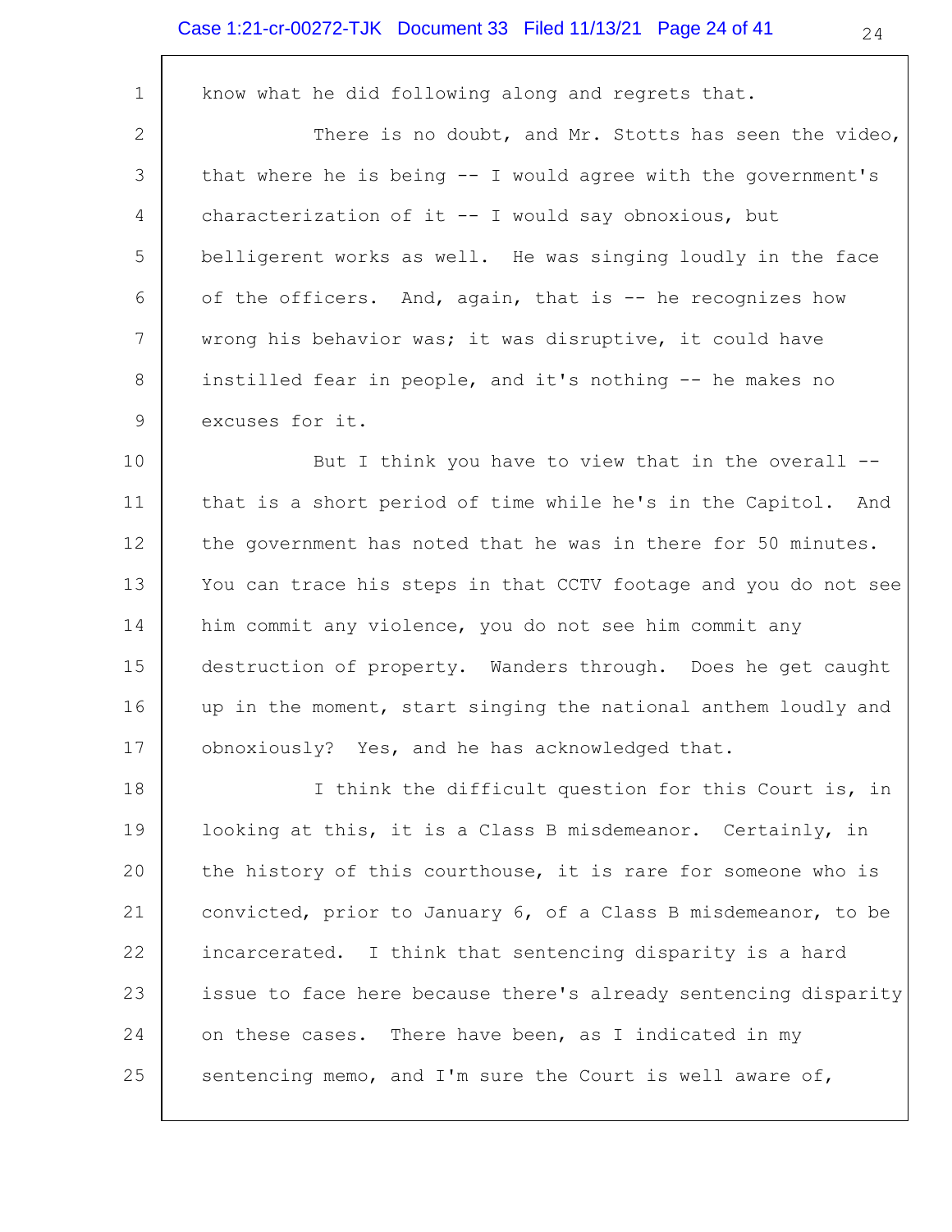know what he did following along and regrets that.

There is no doubt, and Mr. Stotts has seen the video, that where he is being -- I would agree with the government's characterization of it -- I would say obnoxious, but belligerent works as well. He was singing loudly in the face of the officers. And, again, that is -- he recognizes how wrong his behavior was; it was disruptive, it could have instilled fear in people, and it's nothing -- he makes no excuses for it.

But I think you have to view that in the overall -- that is a short period of time while he's in the Capitol. And the government has noted that he was in there for 50 minutes. You can trace his steps in that CCTV footage and you do not see him commit any violence, you do not see him commit any destruction of property. Wanders through. Does he get caught up in the moment, start singing the national anthem loudly and obnoxiously? Yes, and he has acknowledged that.

I think the difficult question for this Court is, in looking at this, it is a Class B misdemeanor. Certainly, in the history of this courthouse, it is rare for someone who is convicted, prior to January 6, of a Class B misdemeanor, to be incarcerated. I think that sentencing disparity is a hard issue to face here because there's already sentencing disparity on these cases. There have been, as I indicated in my sentencing memo, and I'm sure the Court is well aware of,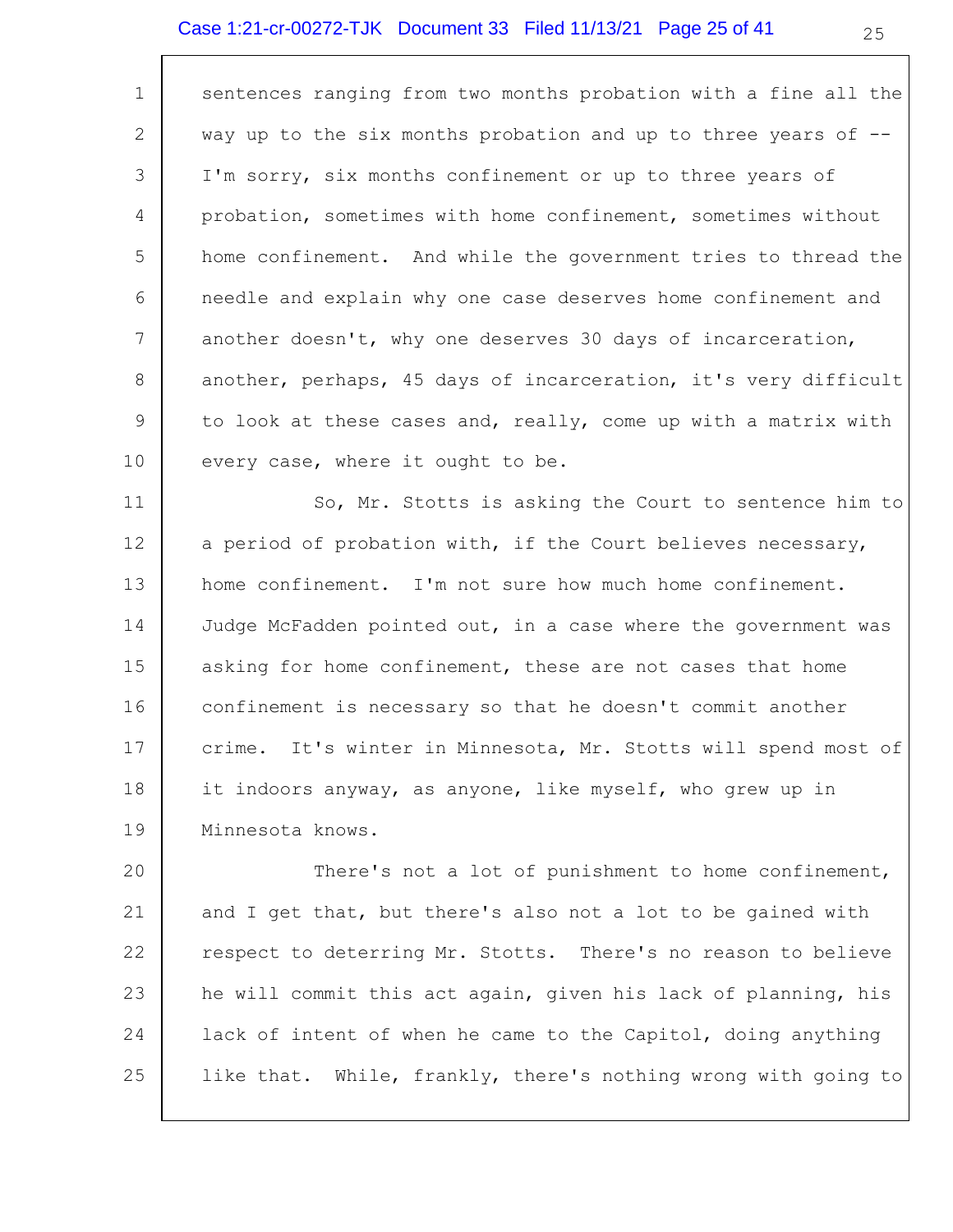sentences ranging from two months probation with a fine all the way up to the six months probation and up to three years of -- I'm sorry, six months confinement or up to three years of probation, sometimes with home confinement, sometimes without home confinement. And while the government tries to thread the needle and explain why one case deserves home confinement and another doesn't, why one deserves 30 days of incarceration, another, perhaps, 45 days of incarceration, it's very difficult to look at these cases and, really, come up with a matrix with every case, where it ought to be.

So, Mr. Stotts is asking the Court to sentence him to a period of probation with, if the Court believes necessary, home confinement. I'm not sure how much home confinement. Judge McFadden pointed out, in a case where the government was asking for home confinement, these are not cases that home confinement is necessary so that he doesn't commit another crime. It's winter in Minnesota, Mr. Stotts will spend most of it indoors anyway, as anyone, like myself, who grew up in Minnesota knows.

There's not a lot of punishment to home confinement, and I get that, but there's also not a lot to be gained with respect to deterring Mr. Stotts. There's no reason to believe he will commit this act again, given his lack of planning, his lack of intent of when he came to the Capitol, doing anything like that. While, frankly, there's nothing wrong with going to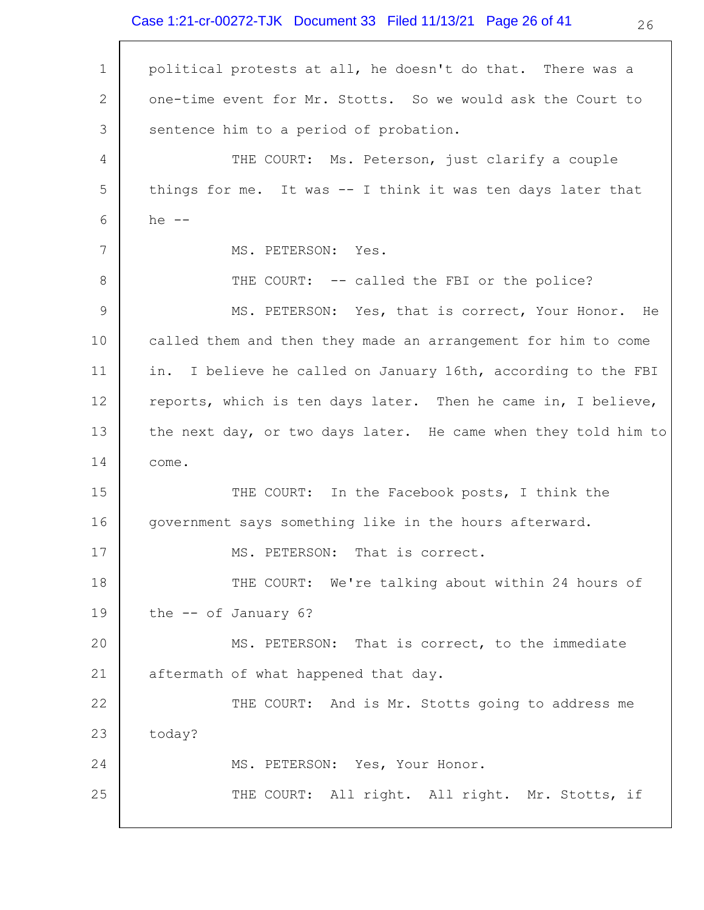political protests at all, he doesn't do that. There was a one-time event for Mr. Stotts. So we would ask the Court to sentence him to a period of probation.

THE COURT: Ms. Peterson, just clarify a couple things for me. It was -- I think it was ten days later that he --

MS. PETERSON: Yes.

THE COURT: -- called the FBI or the police?

MS. PETERSON: Yes, that is correct, Your Honor. He called them and then they made an arrangement for him to come in. I believe he called on January 16th, according to the FBI reports, which is ten days later. Then he came in, I believe, the next day, or two days later. He came when they told him to come.

THE COURT: In the Facebook posts, I think the government says something like in the hours afterward.

MS. PETERSON: That is correct.

THE COURT: We're talking about within 24 hours of the -- of January 6?

MS. PETERSON: That is correct, to the immediate aftermath of what happened that day.

THE COURT: And is Mr. Stotts going to address me today?

MS. PETERSON: Yes, Your Honor.

THE COURT: All right. All right. Mr. Stotts, if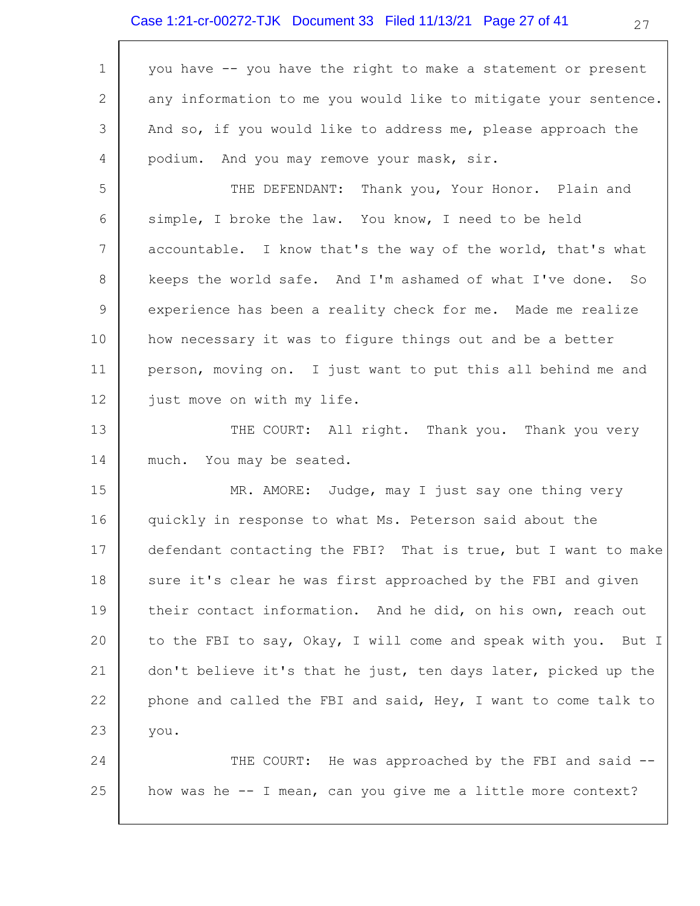you have -- you have the right to make a statement or present any information to me you would like to mitigate your sentence. And so, if you would like to address me, please approach the podium. And you may remove your mask, sir.

THE DEFENDANT: Thank you, Your Honor. Plain and simple, I broke the law. You know, I need to be held accountable. I know that's the way of the world, that's what keeps the world safe. And I'm ashamed of what I've done. So experience has been a reality check for me. Made me realize how necessary it was to figure things out and be a better person, moving on. I just want to put this all behind me and just move on with my life.

THE COURT: All right. Thank you. Thank you very much. You may be seated.

MR. AMORE: Judge, may I just say one thing very quickly in response to what Ms. Peterson said about the defendant contacting the FBI? That is true, but I want to make sure it's clear he was first approached by the FBI and given their contact information. And he did, on his own, reach out to the FBI to say, Okay, I will come and speak with you. But I don't believe it's that he just, ten days later, picked up the phone and called the FBI and said, Hey, I want to come talk to you.

THE COURT: He was approached by the FBI and said -- how was he -- I mean, can you give me a little more context?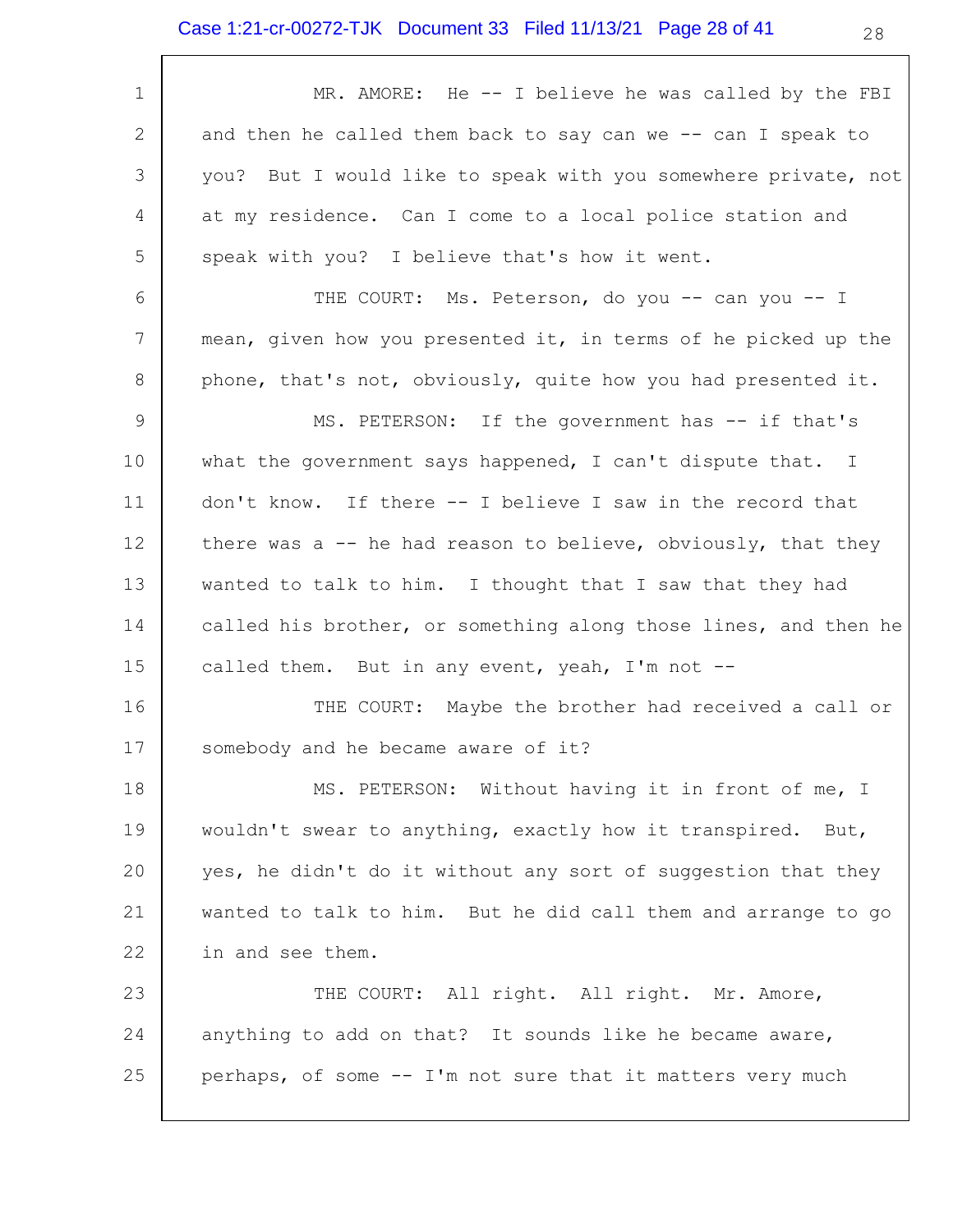MR. AMORE: He -- I believe he was called by the FBI and then he called them back to say can we -- can I speak to you? But I would like to speak with you somewhere private, not at my residence. Can I come to a local police station and speak with you? I believe that's how it went.

THE COURT: Ms. Peterson, do you -- can you -- I mean, given how you presented it, in terms of he picked up the phone, that's not, obviously, quite how you had presented it.

MS. PETERSON: If the government has -- if that's what the government says happened, I can't dispute that. I don't know. If there -- I believe I saw in the record that there was a -- he had reason to believe, obviously, that they wanted to talk to him. I thought that I saw that they had called his brother, or something along those lines, and then he called them. But in any event, yeah, I'm not --

THE COURT: Maybe the brother had received a call or somebody and he became aware of it?

MS. PETERSON: Without having it in front of me, I wouldn't swear to anything, exactly how it transpired. But, yes, he didn't do it without any sort of suggestion that they wanted to talk to him. But he did call them and arrange to go in and see them.

THE COURT: All right. All right. Mr. Amore, anything to add on that? It sounds like he became aware, perhaps, of some -- I'm not sure that it matters very much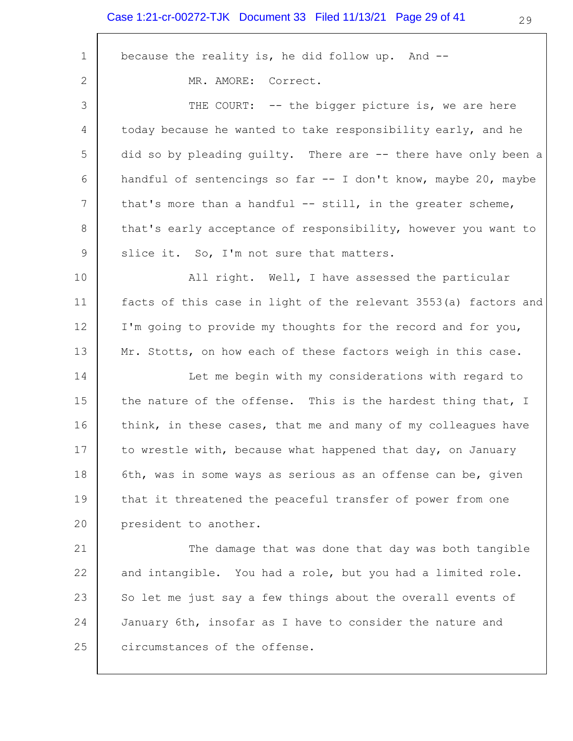because the reality is, he did follow up. And --

MR. AMORE: Correct.

THE COURT: -- the bigger picture is, we are here today because he wanted to take responsibility early, and he did so by pleading guilty. There are -- there have only been a handful of sentencings so far -- I don't know, maybe 20, maybe that's more than a handful -- still, in the greater scheme, that's early acceptance of responsibility, however you want to slice it. So, I'm not sure that matters.

All right. Well, I have assessed the particular facts of this case in light of the relevant 3553(a) factors and I'm going to provide my thoughts for the record and for you, Mr. Stotts, on how each of these factors weigh in this case.

Let me begin with my considerations with regard to the nature of the offense. This is the hardest thing that, I think, in these cases, that me and many of my colleagues have to wrestle with, because what happened that day, on January 6th, was in some ways as serious as an offense can be, given that it threatened the peaceful transfer of power from one president to another.

The damage that was done that day was both tangible and intangible. You had a role, but you had a limited role. So let me just say a few things about the overall events of January 6th, insofar as I have to consider the nature and circumstances of the offense.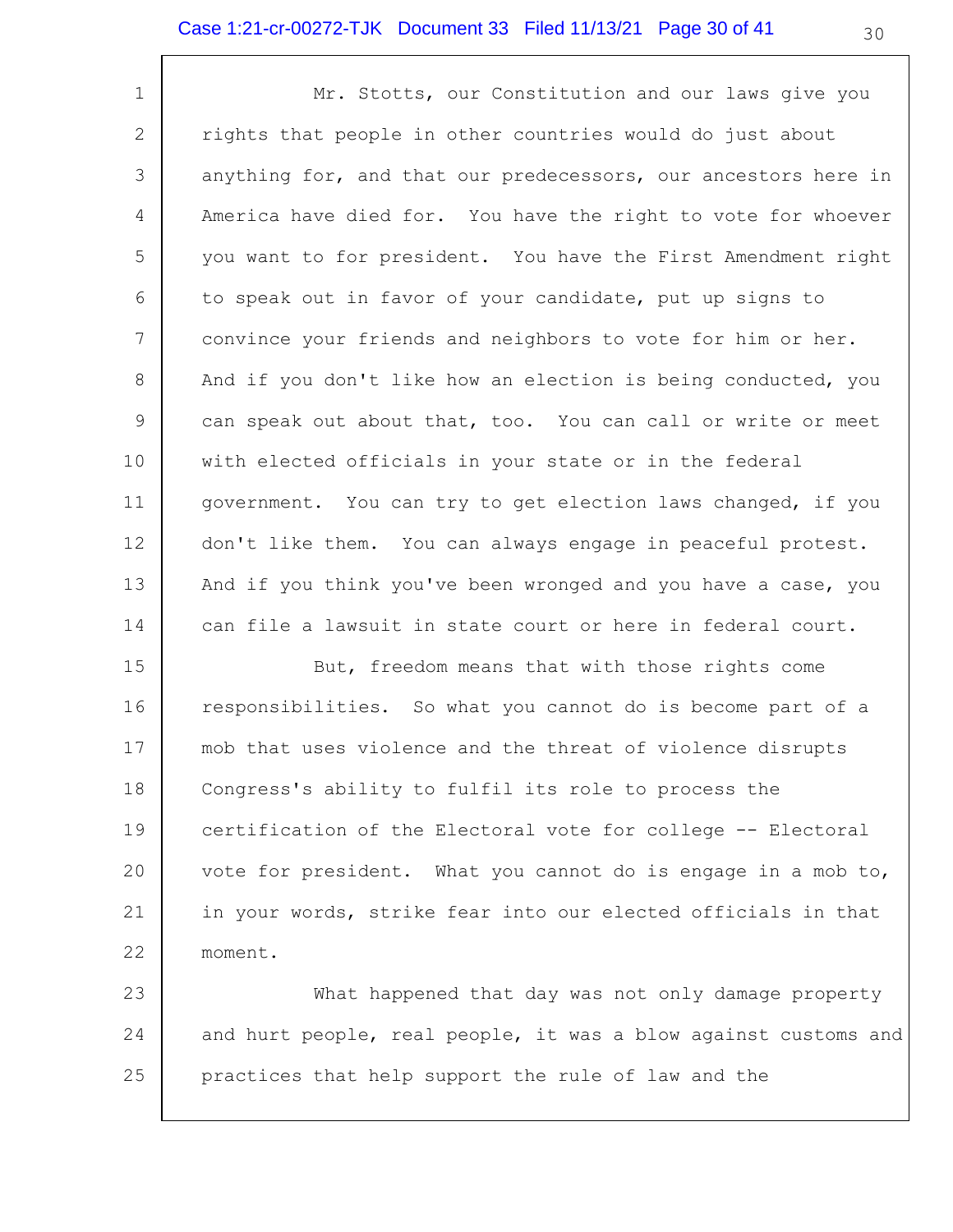Mr. Stotts, our Constitution and our laws give you rights that people in other countries would do just about anything for, and that our predecessors, our ancestors here in America have died for. You have the right to vote for whoever you want to for president. You have the First Amendment right to speak out in favor of your candidate, put up signs to convince your friends and neighbors to vote for him or her. And if you don't like how an election is being conducted, you can speak out about that, too. You can call or write or meet with elected officials in your state or in the federal government. You can try to get election laws changed, if you don't like them. You can always engage in peaceful protest. And if you think you've been wronged and you have a case, you can file a lawsuit in state court or here in federal court.

But, freedom means that with those rights come responsibilities. So what you cannot do is become part of a mob that uses violence and the threat of violence disrupts Congress's ability to fulfil its role to process the certification of the Electoral vote for college -- Electoral vote for president. What you cannot do is engage in a mob to, in your words, strike fear into our elected officials in that moment.

What happened that day was not only damage property and hurt people, real people, it was a blow against customs and practices that help support the rule of law and the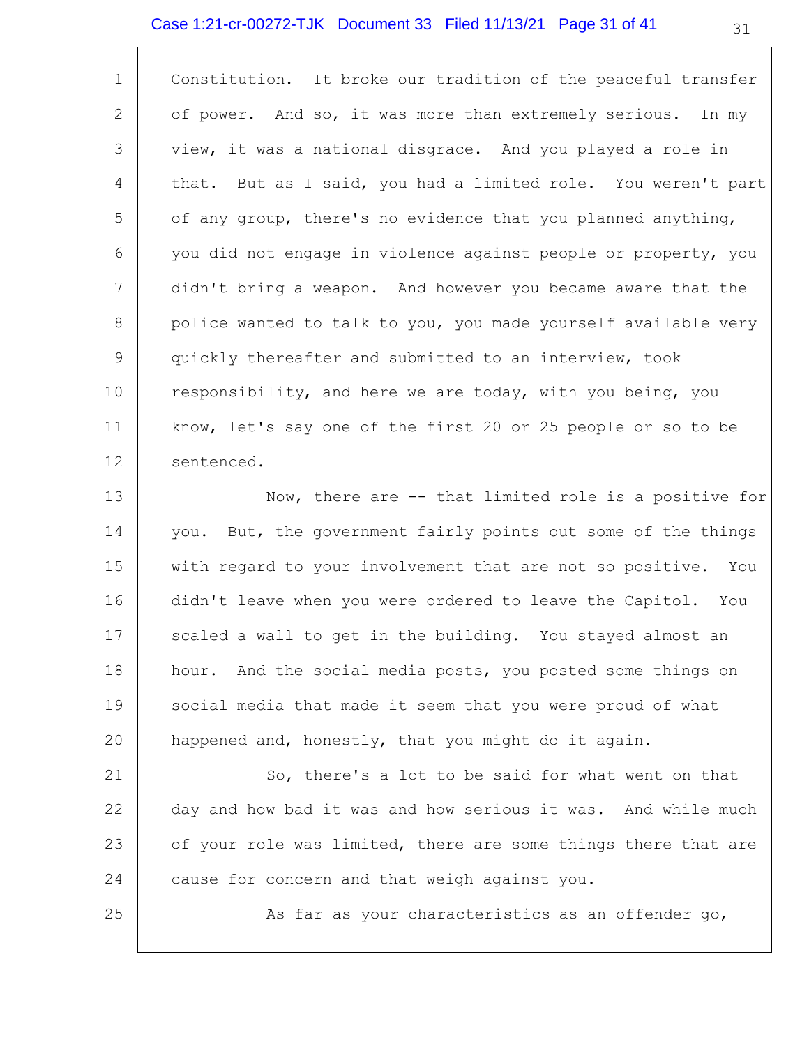Constitution. It broke our tradition of the peaceful transfer of power. And so, it was more than extremely serious. In my view, it was a national disgrace. And you played a role in that. But as I said, you had a limited role. You weren't part of any group, there's no evidence that you planned anything, you did not engage in violence against people or property, you didn't bring a weapon. And however you became aware that the police wanted to talk to you, you made yourself available very quickly thereafter and submitted to an interview, took responsibility, and here we are today, with you being, you know, let's say one of the first 20 or 25 people or so to be sentenced.

Now, there are -- that limited role is a positive for you. But, the government fairly points out some of the things with regard to your involvement that are not so positive. You didn't leave when you were ordered to leave the Capitol. You scaled a wall to get in the building. You stayed almost an hour. And the social media posts, you posted some things on social media that made it seem that you were proud of what happened and, honestly, that you might do it again.

So, there's a lot to be said for what went on that day and how bad it was and how serious it was. And while much of your role was limited, there are some things there that are cause for concern and that weigh against you.

As far as your characteristics as an offender go,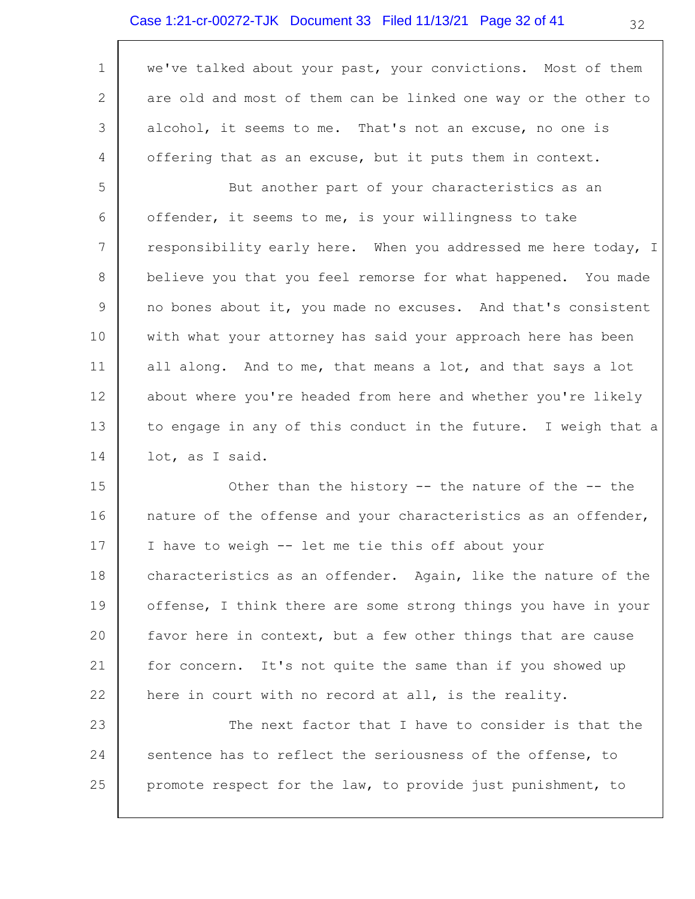we've talked about your past, your convictions. Most of them are old and most of them can be linked one way or the other to alcohol, it seems to me. That's not an excuse, no one is offering that as an excuse, but it puts them in context.

But another part of your characteristics as an offender, it seems to me, is your willingness to take responsibility early here. When you addressed me here today, I believe you that you feel remorse for what happened. You made no bones about it, you made no excuses. And that's consistent with what your attorney has said your approach here has been all along. And to me, that means a lot, and that says a lot about where you're headed from here and whether you're likely to engage in any of this conduct in the future. I weigh that a lot, as I said.

Other than the history -- the nature of the -- the nature of the offense and your characteristics as an offender, I have to weigh -- let me tie this off about your characteristics as an offender. Again, like the nature of the offense, I think there are some strong things you have in your favor here in context, but a few other things that are cause for concern. It's not quite the same than if you showed up here in court with no record at all, is the reality.

The next factor that I have to consider is that the sentence has to reflect the seriousness of the offense, to promote respect for the law, to provide just punishment, to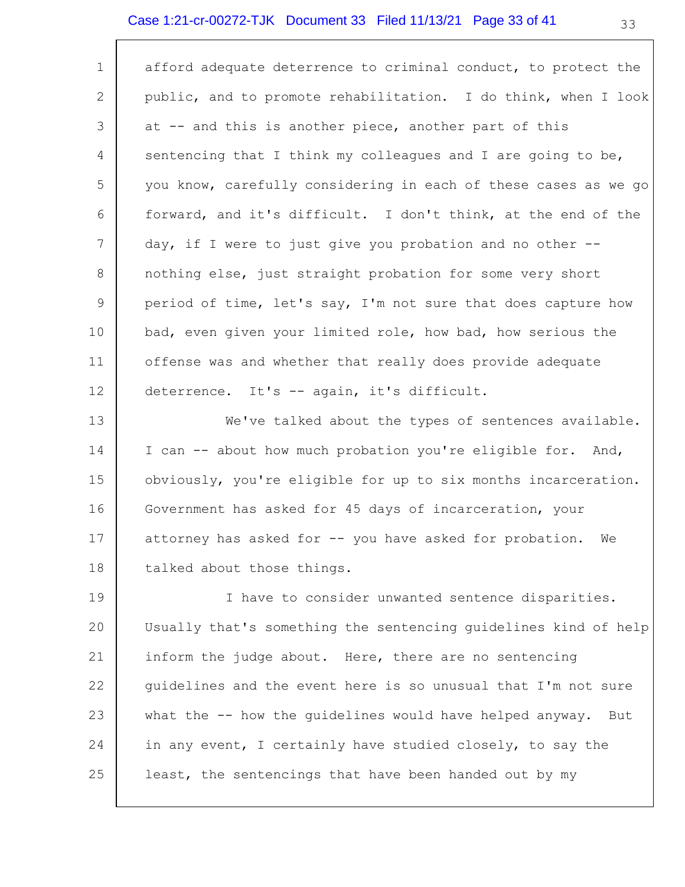afford adequate deterrence to criminal conduct, to protect the public, and to promote rehabilitation. I do think, when I look at -- and this is another piece, another part of this sentencing that I think my colleagues and I are going to be, you know, carefully considering in each of these cases as we go forward, and it's difficult. I don't think, at the end of the day, if I were to just give you probation and no other -- nothing else, just straight probation for some very short period of time, let's say, I'm not sure that does capture how bad, even given your limited role, how bad, how serious the offense was and whether that really does provide adequate deterrence. It's -- again, it's difficult.

We've talked about the types of sentences available. I can -- about how much probation you're eligible for. And, obviously, you're eligible for up to six months incarceration. Government has asked for 45 days of incarceration, your attorney has asked for -- you have asked for probation. We talked about those things.

I have to consider unwanted sentence disparities. Usually that's something the sentencing guidelines kind of help inform the judge about. Here, there are no sentencing guidelines and the event here is so unusual that I'm not sure what the -- how the guidelines would have helped anyway. But in any event, I certainly have studied closely, to say the least, the sentencings that have been handed out by my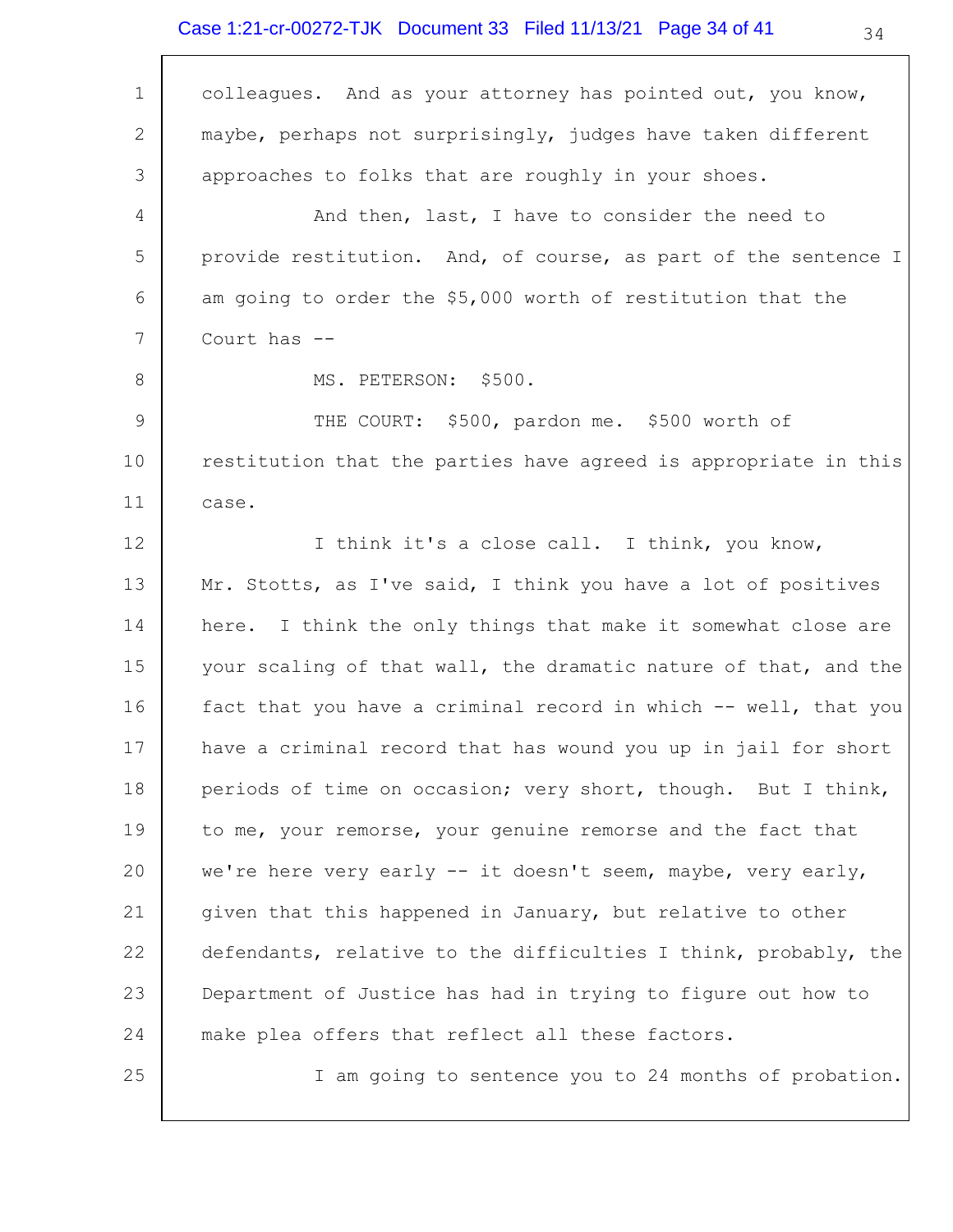colleagues. And as your attorney has pointed out, you know, maybe, perhaps not surprisingly, judges have taken different approaches to folks that are roughly in your shoes.

And then, last, I have to consider the need to provide restitution. And, of course, as part of the sentence I am going to order the $5,000 worth of restitution that the Court has --

MS. PETERSON: $500.

THE COURT: $500, pardon me. $500 worth of restitution that the parties have agreed is appropriate in this case.

I think it's a close call. I think, you know, Mr. Stotts, as I've said, I think you have a lot of positives here. I think the only things that make it somewhat close are your scaling of that wall, the dramatic nature of that, and the fact that you have a criminal record in which -- well, that you have a criminal record that has wound you up in jail for short periods of time on occasion; very short, though. But I think, to me, your remorse, your genuine remorse and the fact that we're here very early -- it doesn't seem, maybe, very early, given that this happened in January, but relative to other defendants, relative to the difficulties I think, probably, the Department of Justice has had in trying to figure out how to make plea offers that reflect all these factors.

I am going to sentence you to 24 months of probation.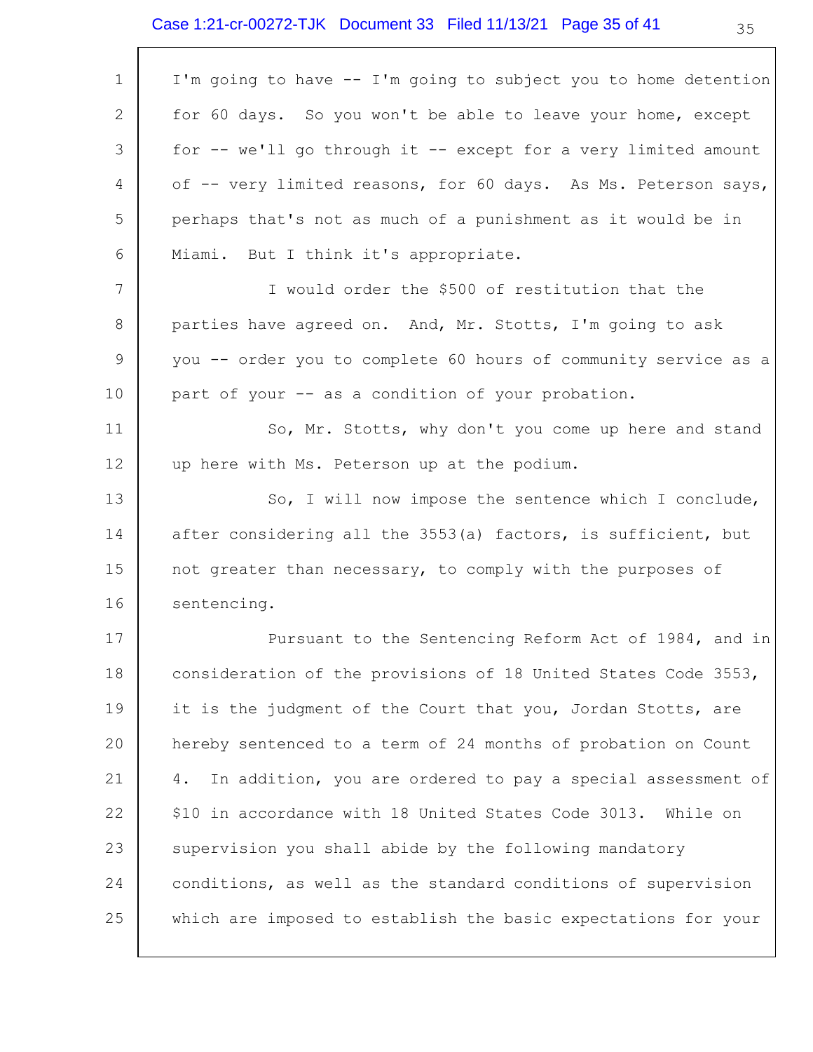I'm going to have -- I'm going to subject you to home detention for 60 days. So you won't be able to leave your home, except for -- we'll go through it -- except for a very limited amount of -- very limited reasons, for 60 days. As Ms. Peterson says, perhaps that's not as much of a punishment as it would be in Miami. But I think it's appropriate.

I would order the $500 of restitution that the parties have agreed on. And, Mr. Stotts, I'm going to ask you -- order you to complete 60 hours of community service as a part of your -- as a condition of your probation.

So, Mr. Stotts, why don't you come up here and stand up here with Ms. Peterson up at the podium.

So, I will now impose the sentence which I conclude, after considering all the 3553(a) factors, is sufficient, but not greater than necessary, to comply with the purposes of sentencing.

Pursuant to the Sentencing Reform Act of 1984, and in consideration of the provisions of 18 United States Code 3553, it is the judgment of the Court that you, Jordan Stotts, are hereby sentenced to a term of 24 months of probation on Count 4. In addition, you are ordered to pay a special assessment of $10 in accordance with 18 United States Code 3013. While on supervision you shall abide by the following mandatory conditions, as well as the standard conditions of supervision which are imposed to establish the basic expectations for your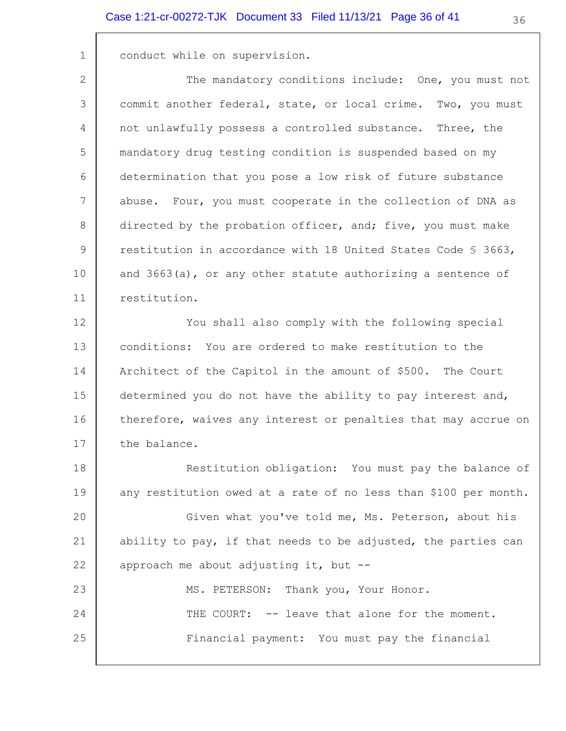conduct while on supervision.

The mandatory conditions include: One, you must not commit another federal, state, or local crime. Two, you must not unlawfully possess a controlled substance. Three, the mandatory drug testing condition is suspended based on my determination that you pose a low risk of future substance abuse. Four, you must cooperate in the collection of DNA as directed by the probation officer, and; five, you must make restitution in accordance with 18 United States Code § 3663, and 3663(a), or any other statute authorizing a sentence of restitution.

You shall also comply with the following special conditions: You are ordered to make restitution to the Architect of the Capitol in the amount of $500. The Court determined you do not have the ability to pay interest and, therefore, waives any interest or penalties that may accrue on the balance.

Restitution obligation: You must pay the balance of any restitution owed at a rate of no less than $100 per month.

Given what you've told me, Ms. Peterson, about his ability to pay, if that needs to be adjusted, the parties can approach me about adjusting it, but --

MS. PETERSON: Thank you, Your Honor.

THE COURT: -- leave that alone for the moment.

Financial payment: You must pay the financial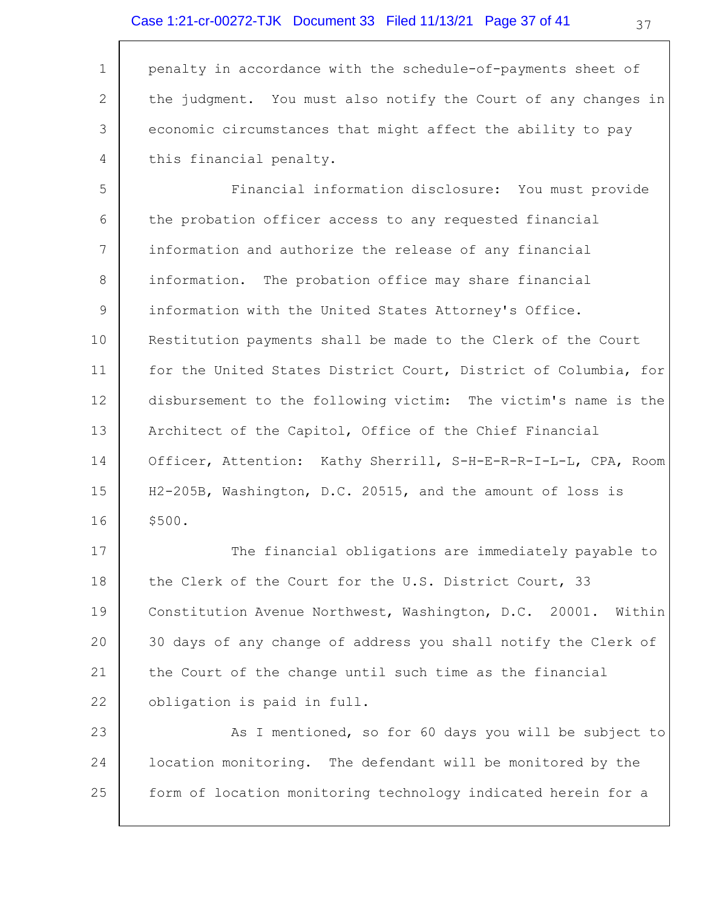penalty in accordance with the schedule-of-payments sheet of the judgment. You must also notify the Court of any changes in economic circumstances that might affect the ability to pay this financial penalty.

Financial information disclosure: You must provide the probation officer access to any requested financial information and authorize the release of any financial information. The probation office may share financial information with the United States Attorney's Office. Restitution payments shall be made to the Clerk of the Court for the United States District Court, District of Columbia, for disbursement to the following victim: The victim's name is the Architect of the Capitol, Office of the Chief Financial Officer, Attention: Kathy Sherrill, S-H-E-R-R-I-L-L, CPA, Room H2-205B, Washington, D.C. 20515, and the amount of loss is $500.

The financial obligations are immediately payable to the Clerk of the Court for the U.S. District Court, 333 Constitution Avenue Northwest, Washington, D.C. 20001. Within 30 days of any change of address you shall notify the Clerk of the Court of the change until such time as the financial obligation is paid in full.

As I mentioned, so for 60 days you will be subject to location monitoring. The defendant will be monitored by the form of location monitoring technology indicated herein for a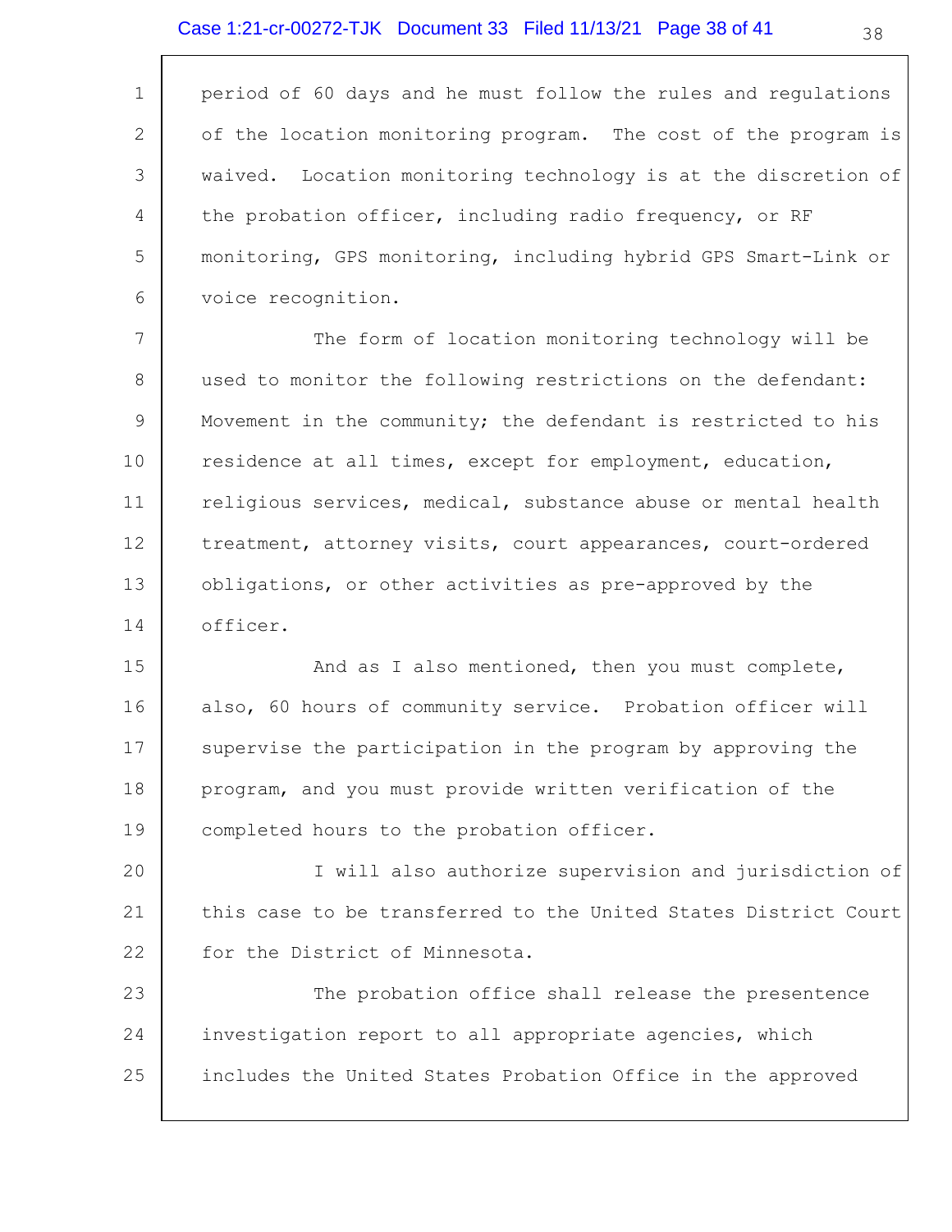period of 60 days and he must follow the rules and regulations of the location monitoring program. The cost of the program is waived. Location monitoring technology is at the discretion of the probation officer, including radio frequency, or RF monitoring, GPS monitoring, including hybrid GPS Smart-Link or voice recognition.

The form of location monitoring technology will be used to monitor the following restrictions on the defendant: Movement in the community; the defendant is restricted to his residence at all times, except for employment, education, religious services, medical, substance abuse or mental health treatment, attorney visits, court appearances, court-ordered obligations, or other activities as pre-approved by the officer.

And as I also mentioned, then you must complete, also, 60 hours of community service. Probation officer will supervise the participation in the program by approving the program, and you must provide written verification of the completed hours to the probation officer.

I will also authorize supervision and jurisdiction of this case to be transferred to the United States District Court for the District of Minnesota.

The probation office shall release the presentence investigation report to all appropriate agencies, which includes the United States Probation Office in the approved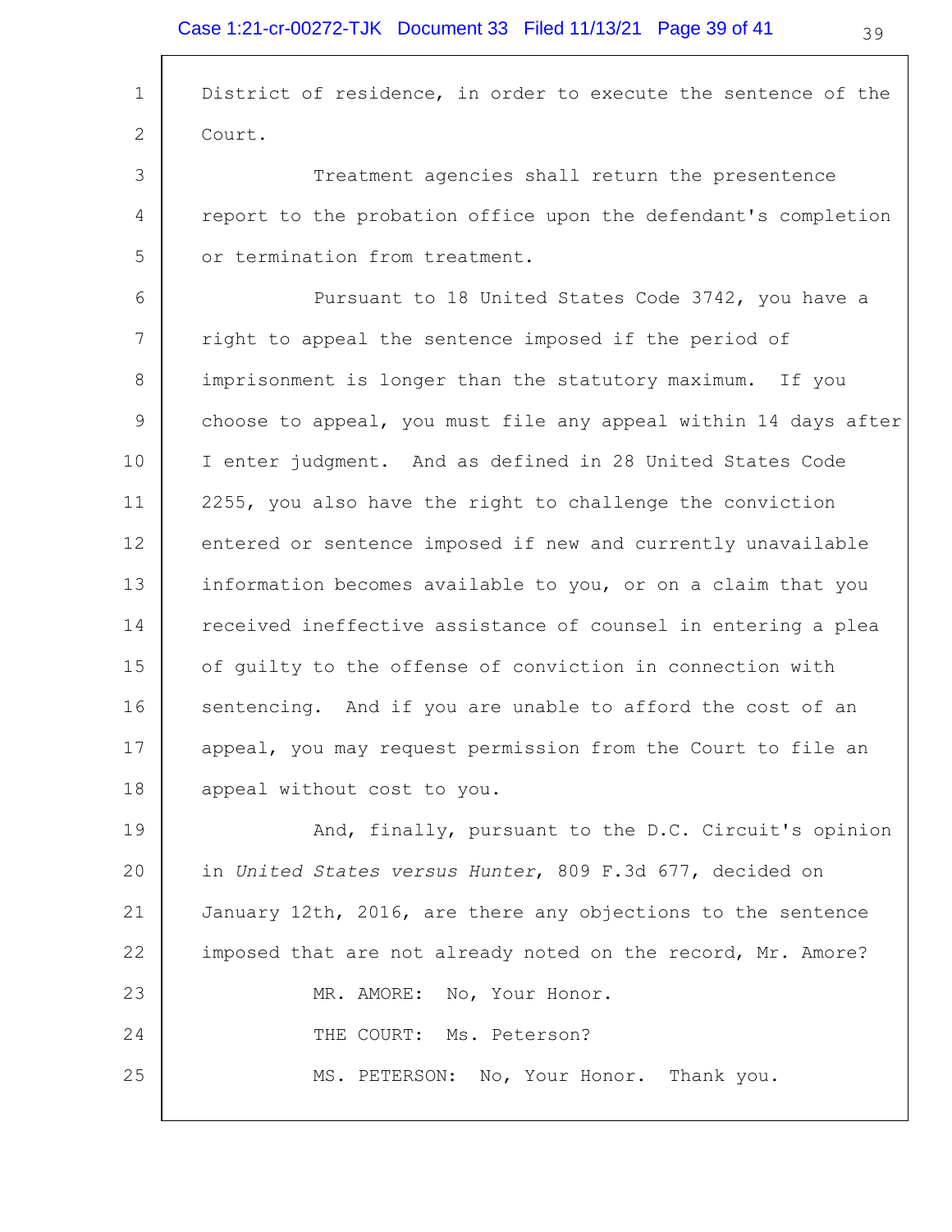District of residence, in order to execute the sentence of the Court.

Treatment agencies shall return the presentence report to the probation office upon the defendant's completion or termination from treatment.

Pursuant to 18 United States Code 3742, you have a right to appeal the sentence imposed if the period of imprisonment is longer than the statutory maximum. If you choose to appeal, you must file any appeal within 14 days after I enter judgment. And as defined in 28 United States Code 2255, you also have the right to challenge the conviction entered or sentence imposed if new and currently unavailable information becomes available to you, or on a claim that you received ineffective assistance of counsel in entering a plea of guilty to the offense of conviction in connection with sentencing. And if you are unable to afford the cost of an appeal, you may request permission from the Court to file an appeal without cost to you.

And, finally, pursuant to the D.C. Circuit's opinion in *United States versus Hunter*, 809 F.3d 677, decided on January 12th, 2016, are there any objections to the sentence imposed that are not already noted on the record, Mr. Amore?

MR. AMORE: No, Your Honor.

THE COURT: Ms. Peterson?

MS. PETERSON: No, Your Honor. Thank you.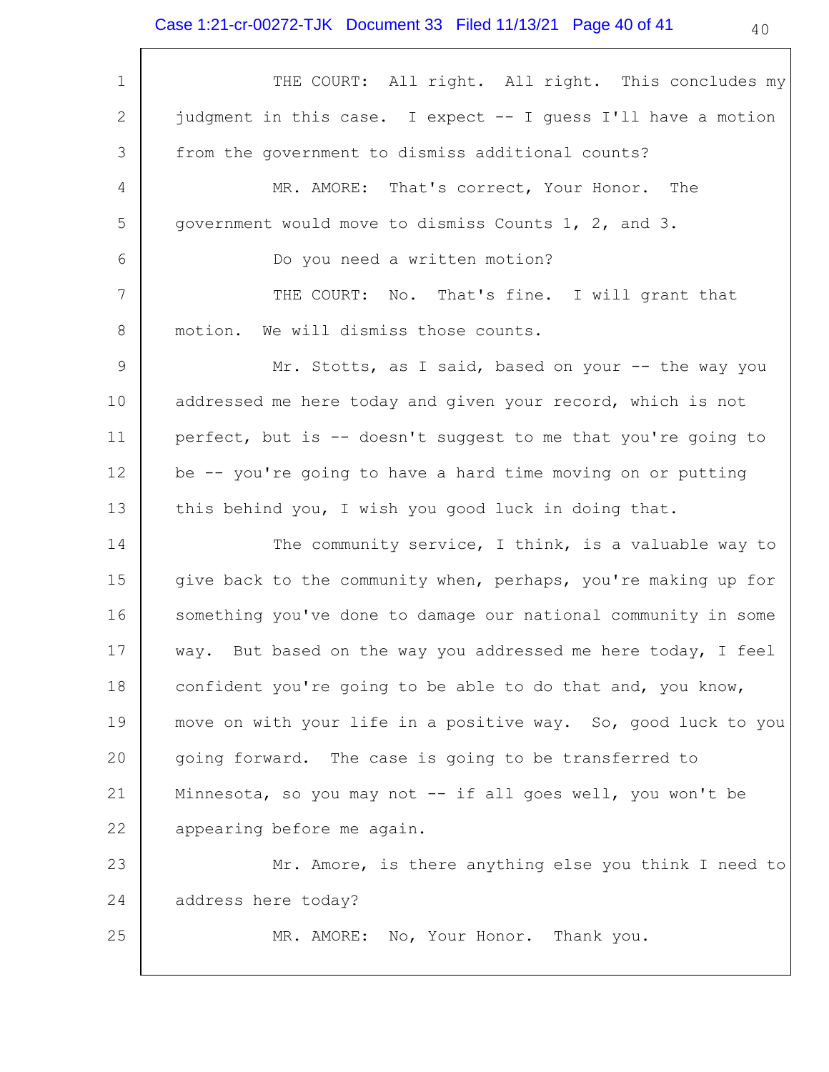THE COURT: All right. All right. This concludes my judgment in this case. I expect -- I guess I'll have a motion from the government to dismiss additional counts?

MR. AMORE: That's correct, Your Honor. The government would move to dismiss Counts 1, 2, and 3.

Do you need a written motion?

THE COURT: No. That's fine. I will grant that motion. We will dismiss those counts.

Mr. Stotts, as I said, based on your -- the way you addressed me here today and given your record, which is not perfect, but is -- doesn't suggest to me that you're going to be -- you're going to have a hard time moving on or putting this behind you, I wish you good luck in doing that.

The community service, I think, is a valuable way to give back to the community when, perhaps, you're making up for something you've done to damage our national community in some way. But based on the way you addressed me here today, I feel confident you're going to be able to do that and, you know, move on with your life in a positive way. So, good luck to you going forward. The case is going to be transferred to Minnesota, so you may not -- if all goes well, you won't be appearing before me again.

Mr. Amore, is there anything else you think I need to address here today?

MR. AMORE: No, Your Honor. Thank you.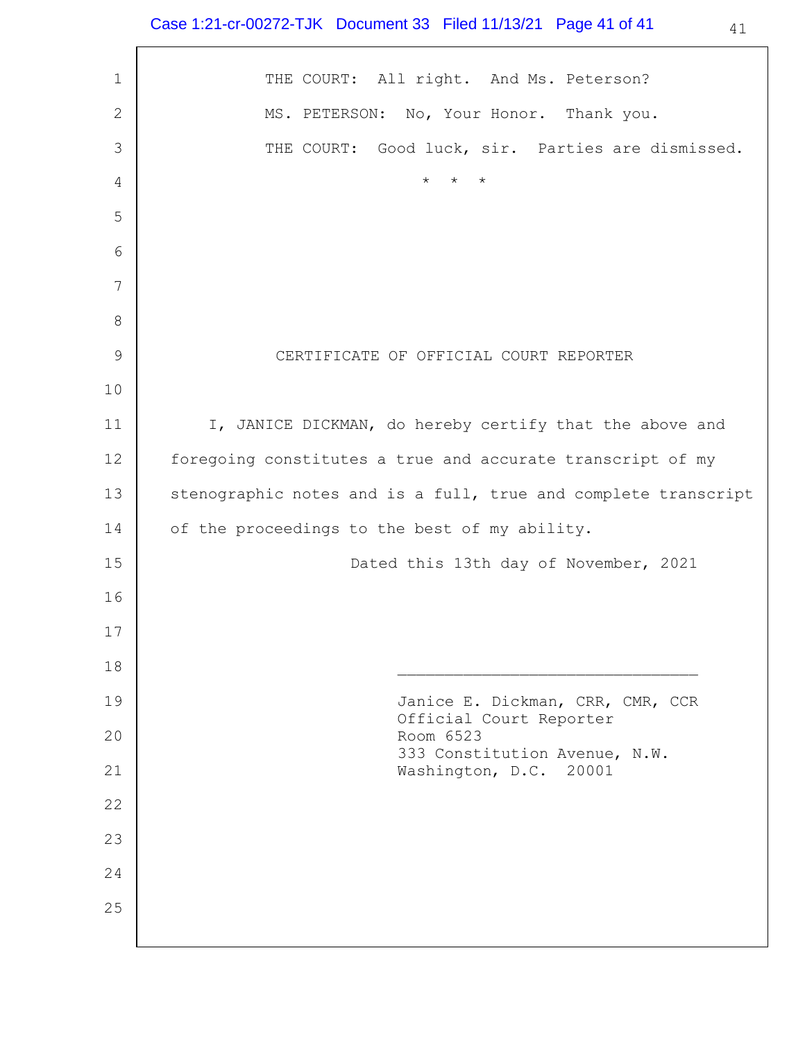THE COURT: All right. And Ms. Peterson?

MS. PETERSON: No, Your Honor. Thank you.

THE COURT: Good luck, sir. Parties are dismissed.

\* \* \*

CERTIFICATE OF OFFICIAL COURT REPORTER

I, JANICE DICKMAN, do hereby certify that the above and foregoing constitutes a true and accurate transcript of my stenographic notes and is a full, true and complete transcript of the proceedings to the best of my ability.

Dated this 13th day of November, 2021

\_\_\_\_\_\_\_\_\_\_\_\_\_\_\_\_\_\_\_\_\_\_\_\_\_\_\_\_\_\_\_\_

Janice E. Dickman, CRR, CMR, CCR
Official Court Reporter
Room 6523
333 Constitution Avenue, N.W.
Washington, D.C. 20001